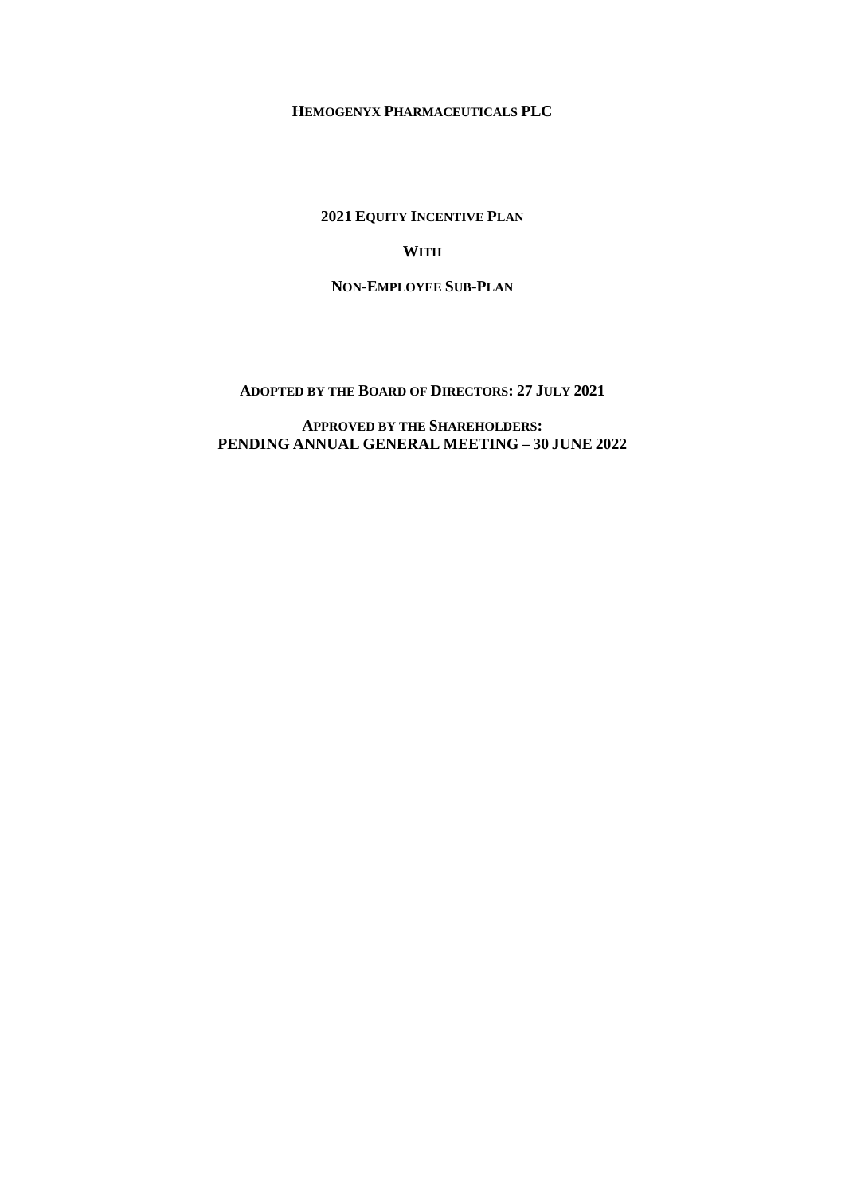**HEMOGENYX PHARMACEUTICALS PLC**

**2021 EQUITY INCENTIVE PLAN**

**WITH**

**NON-EMPLOYEE SUB-PLAN**

**ADOPTED BY THE BOARD OF DIRECTORS: 27 JULY 2021**

**APPROVED BY THE SHAREHOLDERS:**
**PENDING ANNUAL GENERAL MEETING – 30 JUNE 2022**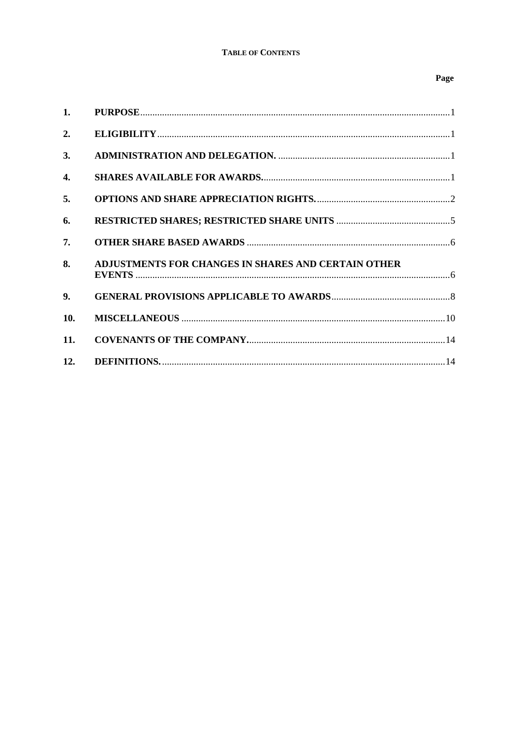**TABLE OF CONTENTS**

| | | Page |
|---|---|---|
| 1. | **PURPOSE** | 1 |
| 2. | **ELIGIBILITY** | 1 |
| 3. | **ADMINISTRATION AND DELEGATION.** | 1 |
| 4. | **SHARES AVAILABLE FOR AWARDS.** | 1 |
| 5. | **OPTIONS AND SHARE APPRECIATION RIGHTS.** | 2 |
| 6. | **RESTRICTED SHARES; RESTRICTED SHARE UNITS** | 5 |
| 7. | **OTHER SHARE BASED AWARDS** | 6 |
| 8. | **ADJUSTMENTS FOR CHANGES IN SHARES AND CERTAIN OTHER EVENTS** | 6 |
| 9. | **GENERAL PROVISIONS APPLICABLE TO AWARDS** | 8 |
| 10. | **MISCELLANEOUS** | 10 |
| 11. | **COVENANTS OF THE COMPANY.** | 14 |
| 12. | **DEFINITIONS.** | 14 |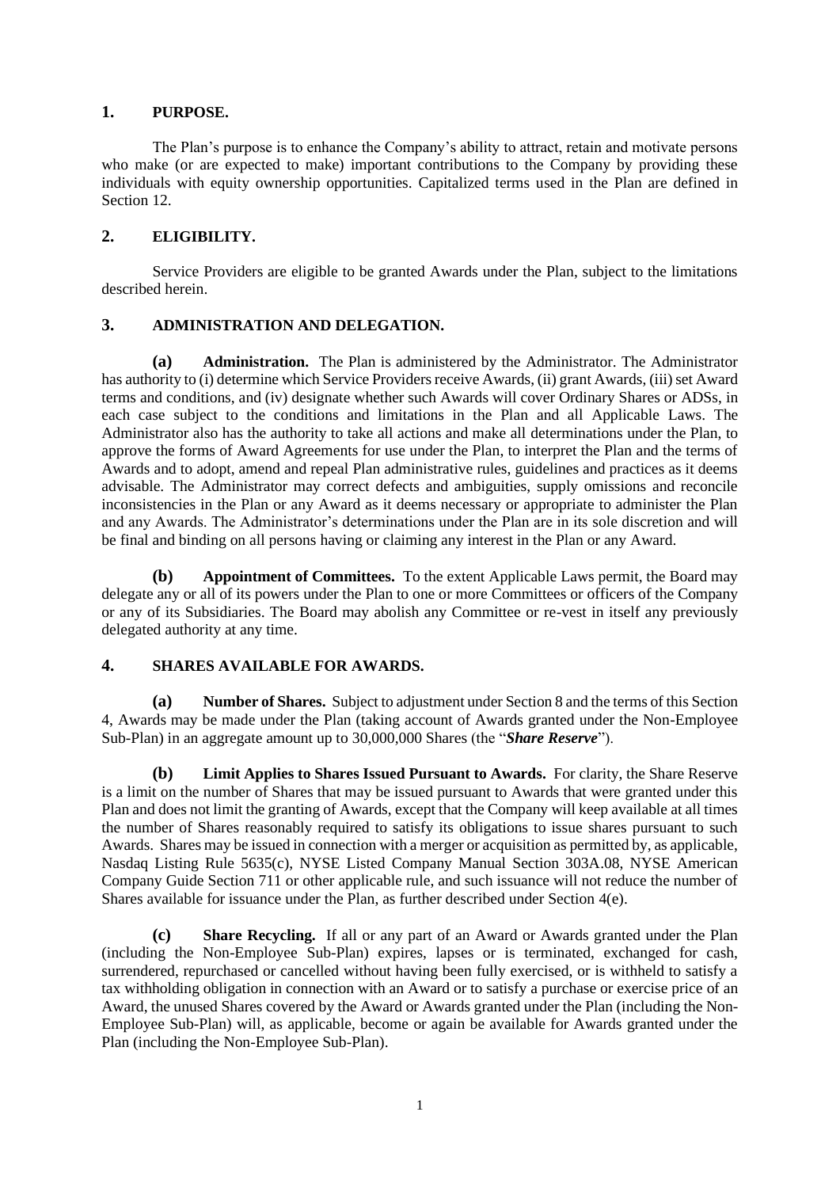## 1. PURPOSE.

The Plan's purpose is to enhance the Company's ability to attract, retain and motivate persons who make (or are expected to make) important contributions to the Company by providing these individuals with equity ownership opportunities. Capitalized terms used in the Plan are defined in Section 12.

## 2. ELIGIBILITY.

Service Providers are eligible to be granted Awards under the Plan, subject to the limitations described herein.

## 3. ADMINISTRATION AND DELEGATION.

**(a) Administration.** The Plan is administered by the Administrator. The Administrator has authority to (i) determine which Service Providers receive Awards, (ii) grant Awards, (iii) set Award terms and conditions, and (iv) designate whether such Awards will cover Ordinary Shares or ADSs, in each case subject to the conditions and limitations in the Plan and all Applicable Laws. The Administrator also has the authority to take all actions and make all determinations under the Plan, to approve the forms of Award Agreements for use under the Plan, to interpret the Plan and the terms of Awards and to adopt, amend and repeal Plan administrative rules, guidelines and practices as it deems advisable. The Administrator may correct defects and ambiguities, supply omissions and reconcile inconsistencies in the Plan or any Award as it deems necessary or appropriate to administer the Plan and any Awards. The Administrator's determinations under the Plan are in its sole discretion and will be final and binding on all persons having or claiming any interest in the Plan or any Award.

**(b) Appointment of Committees.** To the extent Applicable Laws permit, the Board may delegate any or all of its powers under the Plan to one or more Committees or officers of the Company or any of its Subsidiaries. The Board may abolish any Committee or re-vest in itself any previously delegated authority at any time.

## 4. SHARES AVAILABLE FOR AWARDS.

**(a) Number of Shares.** Subject to adjustment under Section 8 and the terms of this Section 4, Awards may be made under the Plan (taking account of Awards granted under the Non-Employee Sub-Plan) in an aggregate amount up to 30,000,000 Shares (the "***Share Reserve***").

**(b) Limit Applies to Shares Issued Pursuant to Awards.** For clarity, the Share Reserve is a limit on the number of Shares that may be issued pursuant to Awards that were granted under this Plan and does not limit the granting of Awards, except that the Company will keep available at all times the number of Shares reasonably required to satisfy its obligations to issue shares pursuant to such Awards. Shares may be issued in connection with a merger or acquisition as permitted by, as applicable, Nasdaq Listing Rule 5635(c), NYSE Listed Company Manual Section 303A.08, NYSE American Company Guide Section 711 or other applicable rule, and such issuance will not reduce the number of Shares available for issuance under the Plan, as further described under Section 4(e).

**(c) Share Recycling.** If all or any part of an Award or Awards granted under the Plan (including the Non-Employee Sub-Plan) expires, lapses or is terminated, exchanged for cash, surrendered, repurchased or cancelled without having been fully exercised, or is withheld to satisfy a tax withholding obligation in connection with an Award or to satisfy a purchase or exercise price of an Award, the unused Shares covered by the Award or Awards granted under the Plan (including the Non-Employee Sub-Plan) will, as applicable, become or again be available for Awards granted under the Plan (including the Non-Employee Sub-Plan).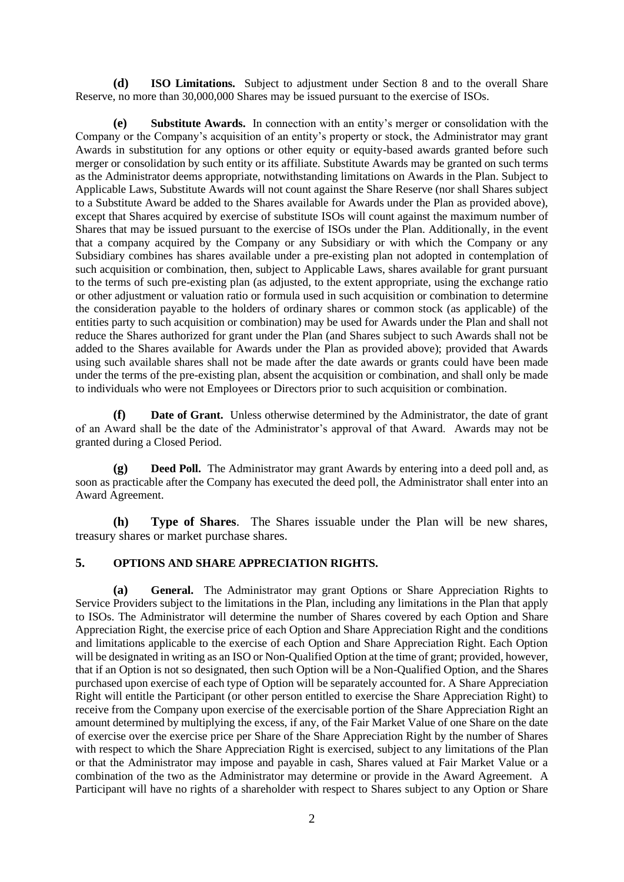**(d) ISO Limitations.** Subject to adjustment under Section 8 and to the overall Share Reserve, no more than 30,000,000 Shares may be issued pursuant to the exercise of ISOs.

**(e) Substitute Awards.** In connection with an entity's merger or consolidation with the Company or the Company's acquisition of an entity's property or stock, the Administrator may grant Awards in substitution for any options or other equity or equity-based awards granted before such merger or consolidation by such entity or its affiliate. Substitute Awards may be granted on such terms as the Administrator deems appropriate, notwithstanding limitations on Awards in the Plan. Subject to Applicable Laws, Substitute Awards will not count against the Share Reserve (nor shall Shares subject to a Substitute Award be added to the Shares available for Awards under the Plan as provided above), except that Shares acquired by exercise of substitute ISOs will count against the maximum number of Shares that may be issued pursuant to the exercise of ISOs under the Plan. Additionally, in the event that a company acquired by the Company or any Subsidiary or with which the Company or any Subsidiary combines has shares available under a pre-existing plan not adopted in contemplation of such acquisition or combination, then, subject to Applicable Laws, shares available for grant pursuant to the terms of such pre-existing plan (as adjusted, to the extent appropriate, using the exchange ratio or other adjustment or valuation ratio or formula used in such acquisition or combination to determine the consideration payable to the holders of ordinary shares or common stock (as applicable) of the entities party to such acquisition or combination) may be used for Awards under the Plan and shall not reduce the Shares authorized for grant under the Plan (and Shares subject to such Awards shall not be added to the Shares available for Awards under the Plan as provided above); provided that Awards using such available shares shall not be made after the date awards or grants could have been made under the terms of the pre-existing plan, absent the acquisition or combination, and shall only be made to individuals who were not Employees or Directors prior to such acquisition or combination.

**(f) Date of Grant.** Unless otherwise determined by the Administrator, the date of grant of an Award shall be the date of the Administrator's approval of that Award. Awards may not be granted during a Closed Period.

**(g) Deed Poll.** The Administrator may grant Awards by entering into a deed poll and, as soon as practicable after the Company has executed the deed poll, the Administrator shall enter into an Award Agreement.

**(h) Type of Shares**. The Shares issuable under the Plan will be new shares, treasury shares or market purchase shares.

## 5. OPTIONS AND SHARE APPRECIATION RIGHTS.

**(a) General.** The Administrator may grant Options or Share Appreciation Rights to Service Providers subject to the limitations in the Plan, including any limitations in the Plan that apply to ISOs. The Administrator will determine the number of Shares covered by each Option and Share Appreciation Right, the exercise price of each Option and Share Appreciation Right and the conditions and limitations applicable to the exercise of each Option and Share Appreciation Right. Each Option will be designated in writing as an ISO or Non-Qualified Option at the time of grant; provided, however, that if an Option is not so designated, then such Option will be a Non-Qualified Option, and the Shares purchased upon exercise of each type of Option will be separately accounted for. A Share Appreciation Right will entitle the Participant (or other person entitled to exercise the Share Appreciation Right) to receive from the Company upon exercise of the exercisable portion of the Share Appreciation Right an amount determined by multiplying the excess, if any, of the Fair Market Value of one Share on the date of exercise over the exercise price per Share of the Share Appreciation Right by the number of Shares with respect to which the Share Appreciation Right is exercised, subject to any limitations of the Plan or that the Administrator may impose and payable in cash, Shares valued at Fair Market Value or a combination of the two as the Administrator may determine or provide in the Award Agreement. A Participant will have no rights of a shareholder with respect to Shares subject to any Option or Share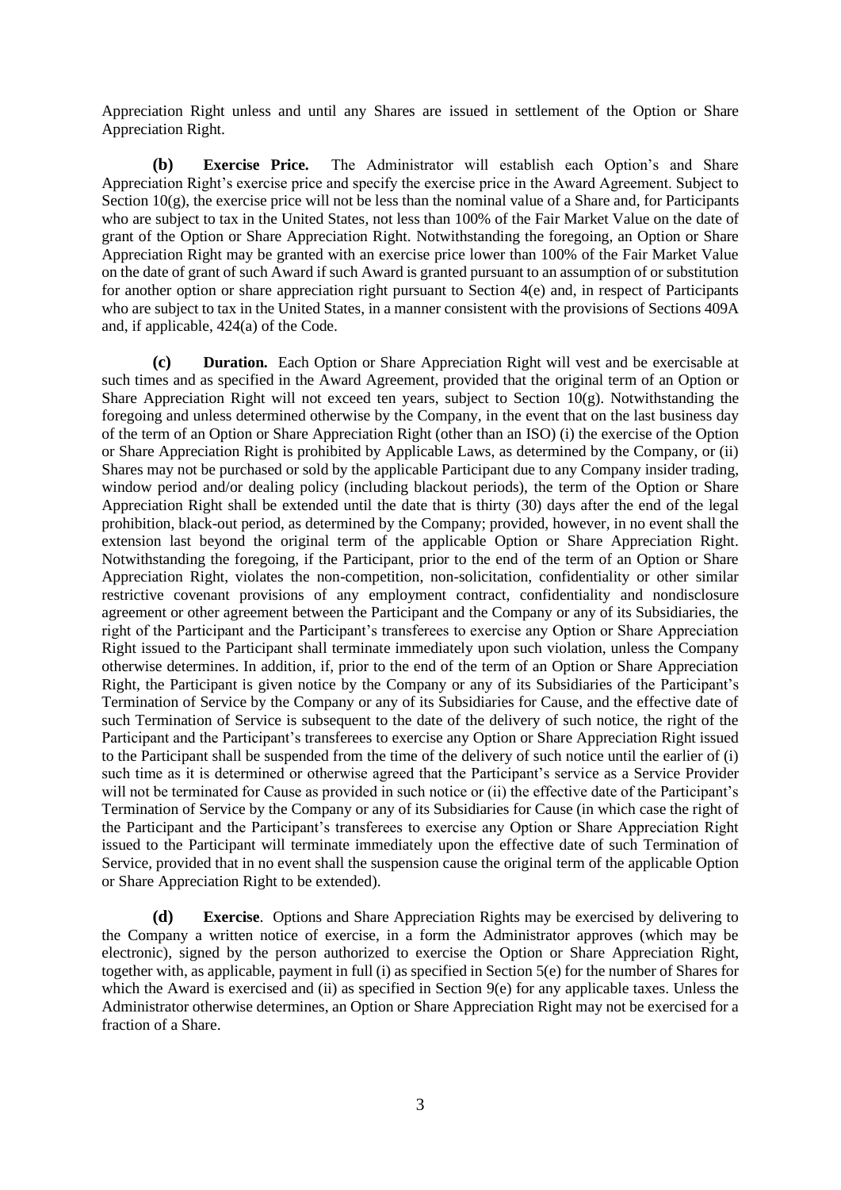Appreciation Right unless and until any Shares are issued in settlement of the Option or Share Appreciation Right.

**(b) Exercise Price.** The Administrator will establish each Option's and Share Appreciation Right's exercise price and specify the exercise price in the Award Agreement. Subject to Section 10(g), the exercise price will not be less than the nominal value of a Share and, for Participants who are subject to tax in the United States, not less than 100% of the Fair Market Value on the date of grant of the Option or Share Appreciation Right. Notwithstanding the foregoing, an Option or Share Appreciation Right may be granted with an exercise price lower than 100% of the Fair Market Value on the date of grant of such Award if such Award is granted pursuant to an assumption of or substitution for another option or share appreciation right pursuant to Section 4(e) and, in respect of Participants who are subject to tax in the United States, in a manner consistent with the provisions of Sections 409A and, if applicable, 424(a) of the Code.

**(c) Duration.** Each Option or Share Appreciation Right will vest and be exercisable at such times and as specified in the Award Agreement, provided that the original term of an Option or Share Appreciation Right will not exceed ten years, subject to Section 10(g). Notwithstanding the foregoing and unless determined otherwise by the Company, in the event that on the last business day of the term of an Option or Share Appreciation Right (other than an ISO) (i) the exercise of the Option or Share Appreciation Right is prohibited by Applicable Laws, as determined by the Company, or (ii) Shares may not be purchased or sold by the applicable Participant due to any Company insider trading, window period and/or dealing policy (including blackout periods), the term of the Option or Share Appreciation Right shall be extended until the date that is thirty (30) days after the end of the legal prohibition, black-out period, as determined by the Company; provided, however, in no event shall the extension last beyond the original term of the applicable Option or Share Appreciation Right. Notwithstanding the foregoing, if the Participant, prior to the end of the term of an Option or Share Appreciation Right, violates the non-competition, non-solicitation, confidentiality or other similar restrictive covenant provisions of any employment contract, confidentiality and nondisclosure agreement or other agreement between the Participant and the Company or any of its Subsidiaries, the right of the Participant and the Participant's transferees to exercise any Option or Share Appreciation Right issued to the Participant shall terminate immediately upon such violation, unless the Company otherwise determines. In addition, if, prior to the end of the term of an Option or Share Appreciation Right, the Participant is given notice by the Company or any of its Subsidiaries of the Participant's Termination of Service by the Company or any of its Subsidiaries for Cause, and the effective date of such Termination of Service is subsequent to the date of the delivery of such notice, the right of the Participant and the Participant's transferees to exercise any Option or Share Appreciation Right issued to the Participant shall be suspended from the time of the delivery of such notice until the earlier of (i) such time as it is determined or otherwise agreed that the Participant's service as a Service Provider will not be terminated for Cause as provided in such notice or (ii) the effective date of the Participant's Termination of Service by the Company or any of its Subsidiaries for Cause (in which case the right of the Participant and the Participant's transferees to exercise any Option or Share Appreciation Right issued to the Participant will terminate immediately upon the effective date of such Termination of Service, provided that in no event shall the suspension cause the original term of the applicable Option or Share Appreciation Right to be extended).

**(d) Exercise**. Options and Share Appreciation Rights may be exercised by delivering to the Company a written notice of exercise, in a form the Administrator approves (which may be electronic), signed by the person authorized to exercise the Option or Share Appreciation Right, together with, as applicable, payment in full (i) as specified in Section 5(e) for the number of Shares for which the Award is exercised and (ii) as specified in Section 9(e) for any applicable taxes. Unless the Administrator otherwise determines, an Option or Share Appreciation Right may not be exercised for a fraction of a Share.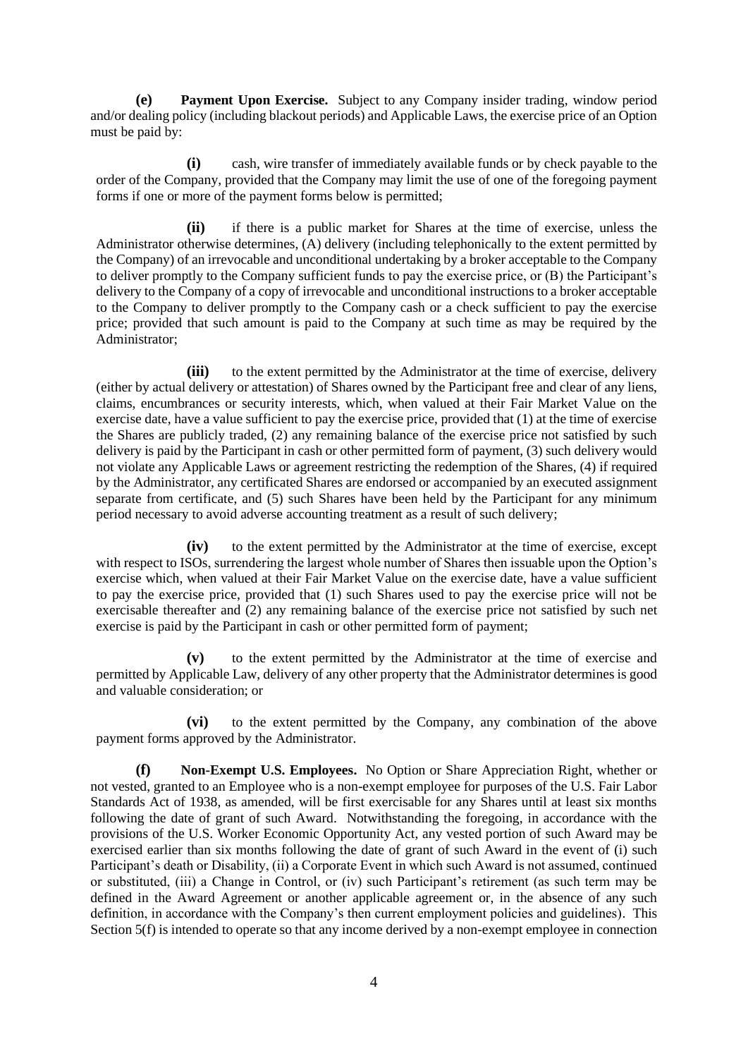**(e) Payment Upon Exercise.** Subject to any Company insider trading, window period and/or dealing policy (including blackout periods) and Applicable Laws, the exercise price of an Option must be paid by:

**(i)** cash, wire transfer of immediately available funds or by check payable to the order of the Company, provided that the Company may limit the use of one of the foregoing payment forms if one or more of the payment forms below is permitted;

**(ii)** if there is a public market for Shares at the time of exercise, unless the Administrator otherwise determines, (A) delivery (including telephonically to the extent permitted by the Company) of an irrevocable and unconditional undertaking by a broker acceptable to the Company to deliver promptly to the Company sufficient funds to pay the exercise price, or (B) the Participant's delivery to the Company of a copy of irrevocable and unconditional instructions to a broker acceptable to the Company to deliver promptly to the Company cash or a check sufficient to pay the exercise price; provided that such amount is paid to the Company at such time as may be required by the Administrator;

**(iii)** to the extent permitted by the Administrator at the time of exercise, delivery (either by actual delivery or attestation) of Shares owned by the Participant free and clear of any liens, claims, encumbrances or security interests, which, when valued at their Fair Market Value on the exercise date, have a value sufficient to pay the exercise price, provided that (1) at the time of exercise the Shares are publicly traded, (2) any remaining balance of the exercise price not satisfied by such delivery is paid by the Participant in cash or other permitted form of payment, (3) such delivery would not violate any Applicable Laws or agreement restricting the redemption of the Shares, (4) if required by the Administrator, any certificated Shares are endorsed or accompanied by an executed assignment separate from certificate, and (5) such Shares have been held by the Participant for any minimum period necessary to avoid adverse accounting treatment as a result of such delivery;

**(iv)** to the extent permitted by the Administrator at the time of exercise, except with respect to ISOs, surrendering the largest whole number of Shares then issuable upon the Option's exercise which, when valued at their Fair Market Value on the exercise date, have a value sufficient to pay the exercise price, provided that (1) such Shares used to pay the exercise price will not be exercisable thereafter and (2) any remaining balance of the exercise price not satisfied by such net exercise is paid by the Participant in cash or other permitted form of payment;

**(v)** to the extent permitted by the Administrator at the time of exercise and permitted by Applicable Law, delivery of any other property that the Administrator determines is good and valuable consideration; or

**(vi)** to the extent permitted by the Company, any combination of the above payment forms approved by the Administrator.

**(f) Non-Exempt U.S. Employees.** No Option or Share Appreciation Right, whether or not vested, granted to an Employee who is a non-exempt employee for purposes of the U.S. Fair Labor Standards Act of 1938, as amended, will be first exercisable for any Shares until at least six months following the date of grant of such Award. Notwithstanding the foregoing, in accordance with the provisions of the U.S. Worker Economic Opportunity Act, any vested portion of such Award may be exercised earlier than six months following the date of grant of such Award in the event of (i) such Participant's death or Disability, (ii) a Corporate Event in which such Award is not assumed, continued or substituted, (iii) a Change in Control, or (iv) such Participant's retirement (as such term may be defined in the Award Agreement or another applicable agreement or, in the absence of any such definition, in accordance with the Company's then current employment policies and guidelines). This Section 5(f) is intended to operate so that any income derived by a non-exempt employee in connection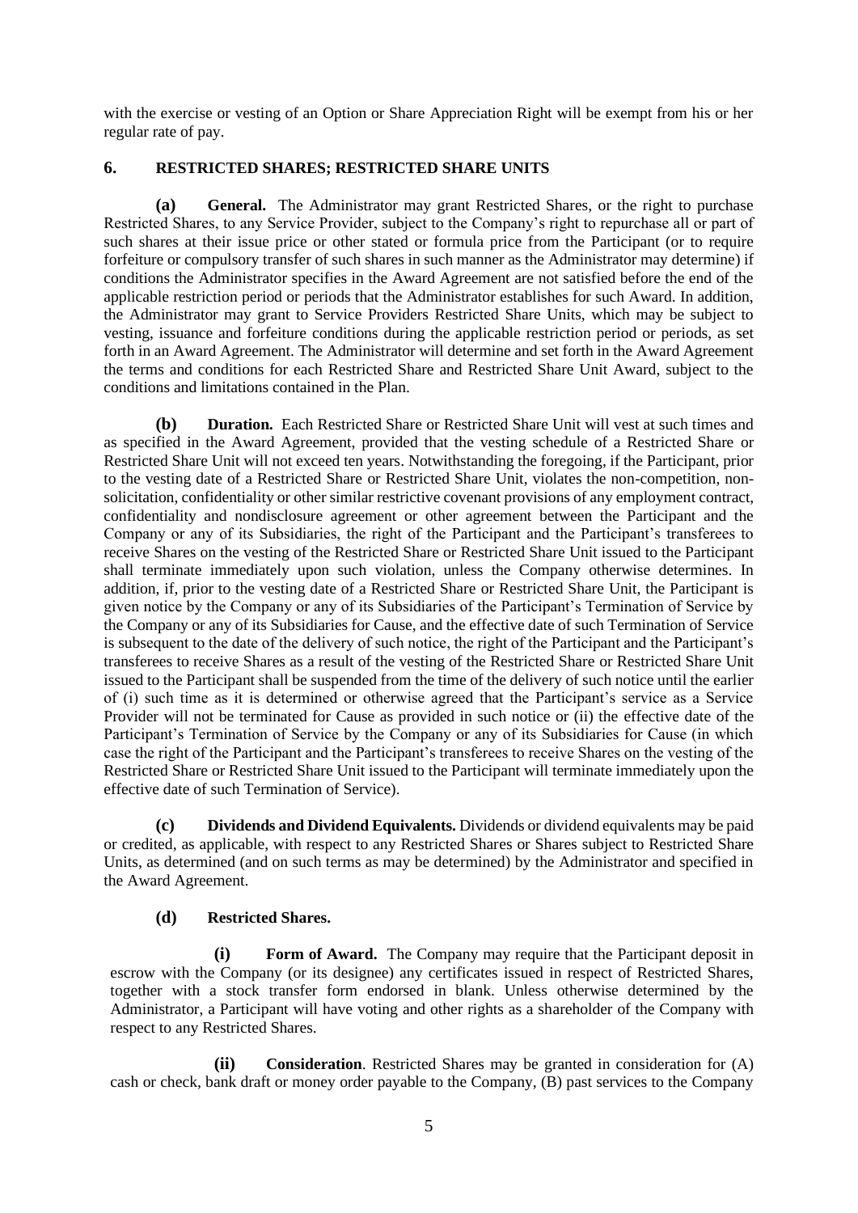with the exercise or vesting of an Option or Share Appreciation Right will be exempt from his or her regular rate of pay.

## 6. RESTRICTED SHARES; RESTRICTED SHARE UNITS

**(a) General.** The Administrator may grant Restricted Shares, or the right to purchase Restricted Shares, to any Service Provider, subject to the Company's right to repurchase all or part of such shares at their issue price or other stated or formula price from the Participant (or to require forfeiture or compulsory transfer of such shares in such manner as the Administrator may determine) if conditions the Administrator specifies in the Award Agreement are not satisfied before the end of the applicable restriction period or periods that the Administrator establishes for such Award. In addition, the Administrator may grant to Service Providers Restricted Share Units, which may be subject to vesting, issuance and forfeiture conditions during the applicable restriction period or periods, as set forth in an Award Agreement. The Administrator will determine and set forth in the Award Agreement the terms and conditions for each Restricted Share and Restricted Share Unit Award, subject to the conditions and limitations contained in the Plan.

**(b) Duration.** Each Restricted Share or Restricted Share Unit will vest at such times and as specified in the Award Agreement, provided that the vesting schedule of a Restricted Share or Restricted Share Unit will not exceed ten years. Notwithstanding the foregoing, if the Participant, prior to the vesting date of a Restricted Share or Restricted Share Unit, violates the non-competition, non-solicitation, confidentiality or other similar restrictive covenant provisions of any employment contract, confidentiality and nondisclosure agreement or other agreement between the Participant and the Company or any of its Subsidiaries, the right of the Participant and the Participant's transferees to receive Shares on the vesting of the Restricted Share or Restricted Share Unit issued to the Participant shall terminate immediately upon such violation, unless the Company otherwise determines. In addition, if, prior to the vesting date of a Restricted Share or Restricted Share Unit, the Participant is given notice by the Company or any of its Subsidiaries of the Participant's Termination of Service by the Company or any of its Subsidiaries for Cause, and the effective date of such Termination of Service is subsequent to the date of the delivery of such notice, the right of the Participant and the Participant's transferees to receive Shares as a result of the vesting of the Restricted Share or Restricted Share Unit issued to the Participant shall be suspended from the time of the delivery of such notice until the earlier of (i) such time as it is determined or otherwise agreed that the Participant's service as a Service Provider will not be terminated for Cause as provided in such notice or (ii) the effective date of the Participant's Termination of Service by the Company or any of its Subsidiaries for Cause (in which case the right of the Participant and the Participant's transferees to receive Shares on the vesting of the Restricted Share or Restricted Share Unit issued to the Participant will terminate immediately upon the effective date of such Termination of Service).

**(c) Dividends and Dividend Equivalents.** Dividends or dividend equivalents may be paid or credited, as applicable, with respect to any Restricted Shares or Shares subject to Restricted Share Units, as determined (and on such terms as may be determined) by the Administrator and specified in the Award Agreement.

**(d) Restricted Shares.**

**(i) Form of Award.** The Company may require that the Participant deposit in escrow with the Company (or its designee) any certificates issued in respect of Restricted Shares, together with a stock transfer form endorsed in blank. Unless otherwise determined by the Administrator, a Participant will have voting and other rights as a shareholder of the Company with respect to any Restricted Shares.

**(ii) Consideration**. Restricted Shares may be granted in consideration for (A) cash or check, bank draft or money order payable to the Company, (B) past services to the Company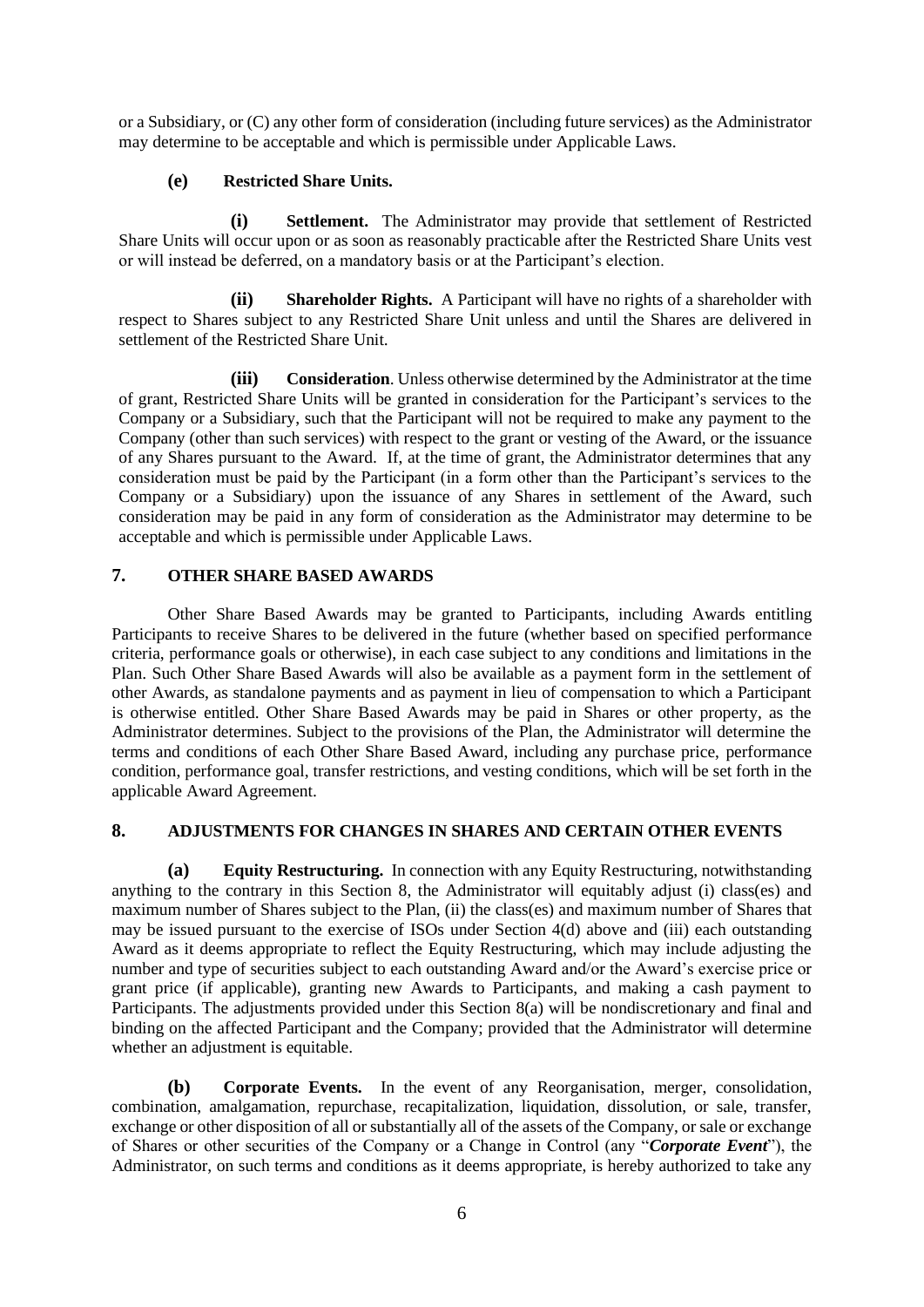or a Subsidiary, or (C) any other form of consideration (including future services) as the Administrator may determine to be acceptable and which is permissible under Applicable Laws.

**(e) Restricted Share Units.**

**(i) Settlement.** The Administrator may provide that settlement of Restricted Share Units will occur upon or as soon as reasonably practicable after the Restricted Share Units vest or will instead be deferred, on a mandatory basis or at the Participant's election.

**(ii) Shareholder Rights.** A Participant will have no rights of a shareholder with respect to Shares subject to any Restricted Share Unit unless and until the Shares are delivered in settlement of the Restricted Share Unit.

**(iii) Consideration**. Unless otherwise determined by the Administrator at the time of grant, Restricted Share Units will be granted in consideration for the Participant's services to the Company or a Subsidiary, such that the Participant will not be required to make any payment to the Company (other than such services) with respect to the grant or vesting of the Award, or the issuance of any Shares pursuant to the Award. If, at the time of grant, the Administrator determines that any consideration must be paid by the Participant (in a form other than the Participant's services to the Company or a Subsidiary) upon the issuance of any Shares in settlement of the Award, such consideration may be paid in any form of consideration as the Administrator may determine to be acceptable and which is permissible under Applicable Laws.

## 7. OTHER SHARE BASED AWARDS

Other Share Based Awards may be granted to Participants, including Awards entitling Participants to receive Shares to be delivered in the future (whether based on specified performance criteria, performance goals or otherwise), in each case subject to any conditions and limitations in the Plan. Such Other Share Based Awards will also be available as a payment form in the settlement of other Awards, as standalone payments and as payment in lieu of compensation to which a Participant is otherwise entitled. Other Share Based Awards may be paid in Shares or other property, as the Administrator determines. Subject to the provisions of the Plan, the Administrator will determine the terms and conditions of each Other Share Based Award, including any purchase price, performance condition, performance goal, transfer restrictions, and vesting conditions, which will be set forth in the applicable Award Agreement.

## 8. ADJUSTMENTS FOR CHANGES IN SHARES AND CERTAIN OTHER EVENTS

**(a) Equity Restructuring.** In connection with any Equity Restructuring, notwithstanding anything to the contrary in this Section 8, the Administrator will equitably adjust (i) class(es) and maximum number of Shares subject to the Plan, (ii) the class(es) and maximum number of Shares that may be issued pursuant to the exercise of ISOs under Section 4(d) above and (iii) each outstanding Award as it deems appropriate to reflect the Equity Restructuring, which may include adjusting the number and type of securities subject to each outstanding Award and/or the Award's exercise price or grant price (if applicable), granting new Awards to Participants, and making a cash payment to Participants. The adjustments provided under this Section 8(a) will be nondiscretionary and final and binding on the affected Participant and the Company; provided that the Administrator will determine whether an adjustment is equitable.

**(b) Corporate Events.** In the event of any Reorganisation, merger, consolidation, combination, amalgamation, repurchase, recapitalization, liquidation, dissolution, or sale, transfer, exchange or other disposition of all or substantially all of the assets of the Company, or sale or exchange of Shares or other securities of the Company or a Change in Control (any "***Corporate Event***"), the Administrator, on such terms and conditions as it deems appropriate, is hereby authorized to take any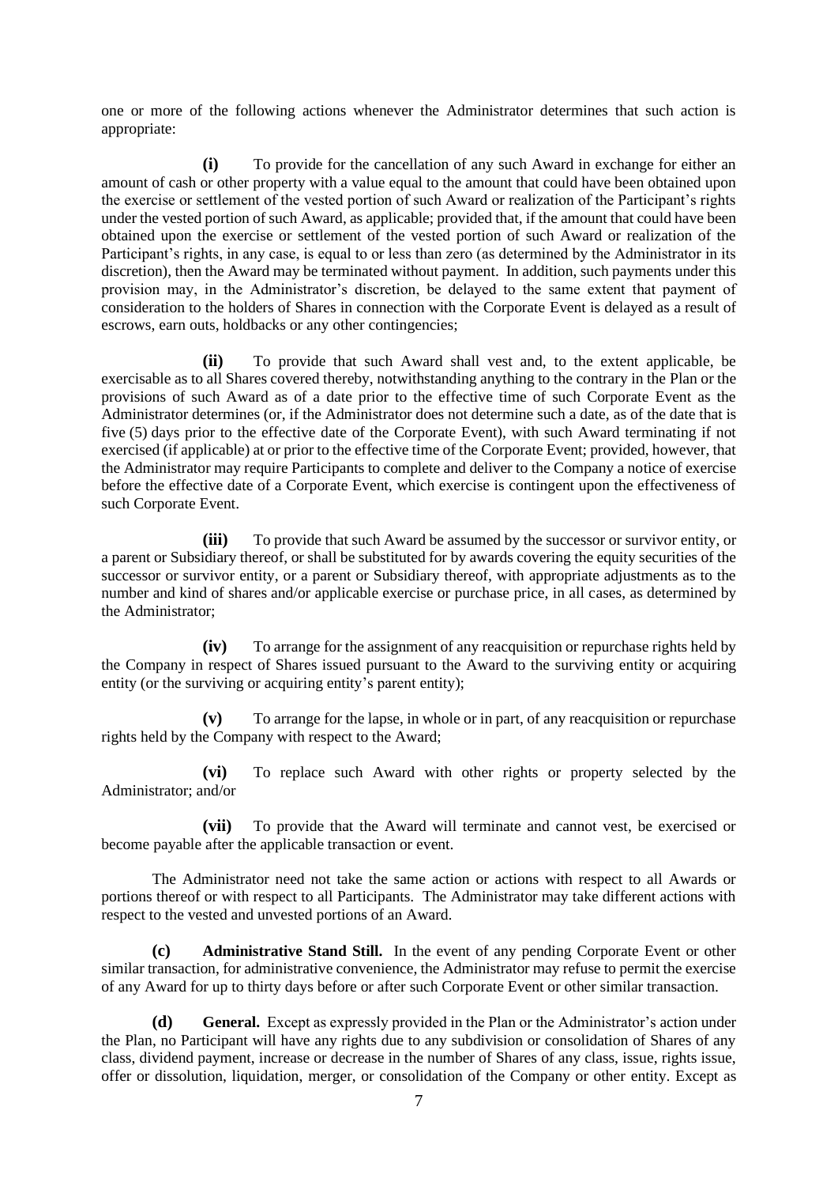one or more of the following actions whenever the Administrator determines that such action is appropriate:

**(i)** To provide for the cancellation of any such Award in exchange for either an amount of cash or other property with a value equal to the amount that could have been obtained upon the exercise or settlement of the vested portion of such Award or realization of the Participant's rights under the vested portion of such Award, as applicable; provided that, if the amount that could have been obtained upon the exercise or settlement of the vested portion of such Award or realization of the Participant's rights, in any case, is equal to or less than zero (as determined by the Administrator in its discretion), then the Award may be terminated without payment. In addition, such payments under this provision may, in the Administrator's discretion, be delayed to the same extent that payment of consideration to the holders of Shares in connection with the Corporate Event is delayed as a result of escrows, earn outs, holdbacks or any other contingencies;

**(ii)** To provide that such Award shall vest and, to the extent applicable, be exercisable as to all Shares covered thereby, notwithstanding anything to the contrary in the Plan or the provisions of such Award as of a date prior to the effective time of such Corporate Event as the Administrator determines (or, if the Administrator does not determine such a date, as of the date that is five (5) days prior to the effective date of the Corporate Event), with such Award terminating if not exercised (if applicable) at or prior to the effective time of the Corporate Event; provided, however, that the Administrator may require Participants to complete and deliver to the Company a notice of exercise before the effective date of a Corporate Event, which exercise is contingent upon the effectiveness of such Corporate Event.

**(iii)** To provide that such Award be assumed by the successor or survivor entity, or a parent or Subsidiary thereof, or shall be substituted for by awards covering the equity securities of the successor or survivor entity, or a parent or Subsidiary thereof, with appropriate adjustments as to the number and kind of shares and/or applicable exercise or purchase price, in all cases, as determined by the Administrator;

**(iv)** To arrange for the assignment of any reacquisition or repurchase rights held by the Company in respect of Shares issued pursuant to the Award to the surviving entity or acquiring entity (or the surviving or acquiring entity's parent entity);

**(v)** To arrange for the lapse, in whole or in part, of any reacquisition or repurchase rights held by the Company with respect to the Award;

**(vi)** To replace such Award with other rights or property selected by the Administrator; and/or

**(vii)** To provide that the Award will terminate and cannot vest, be exercised or become payable after the applicable transaction or event.

The Administrator need not take the same action or actions with respect to all Awards or portions thereof or with respect to all Participants. The Administrator may take different actions with respect to the vested and unvested portions of an Award.

**(c) Administrative Stand Still.** In the event of any pending Corporate Event or other similar transaction, for administrative convenience, the Administrator may refuse to permit the exercise of any Award for up to thirty days before or after such Corporate Event or other similar transaction.

**(d) General.** Except as expressly provided in the Plan or the Administrator's action under the Plan, no Participant will have any rights due to any subdivision or consolidation of Shares of any class, dividend payment, increase or decrease in the number of Shares of any class, issue, rights issue, offer or dissolution, liquidation, merger, or consolidation of the Company or other entity. Except as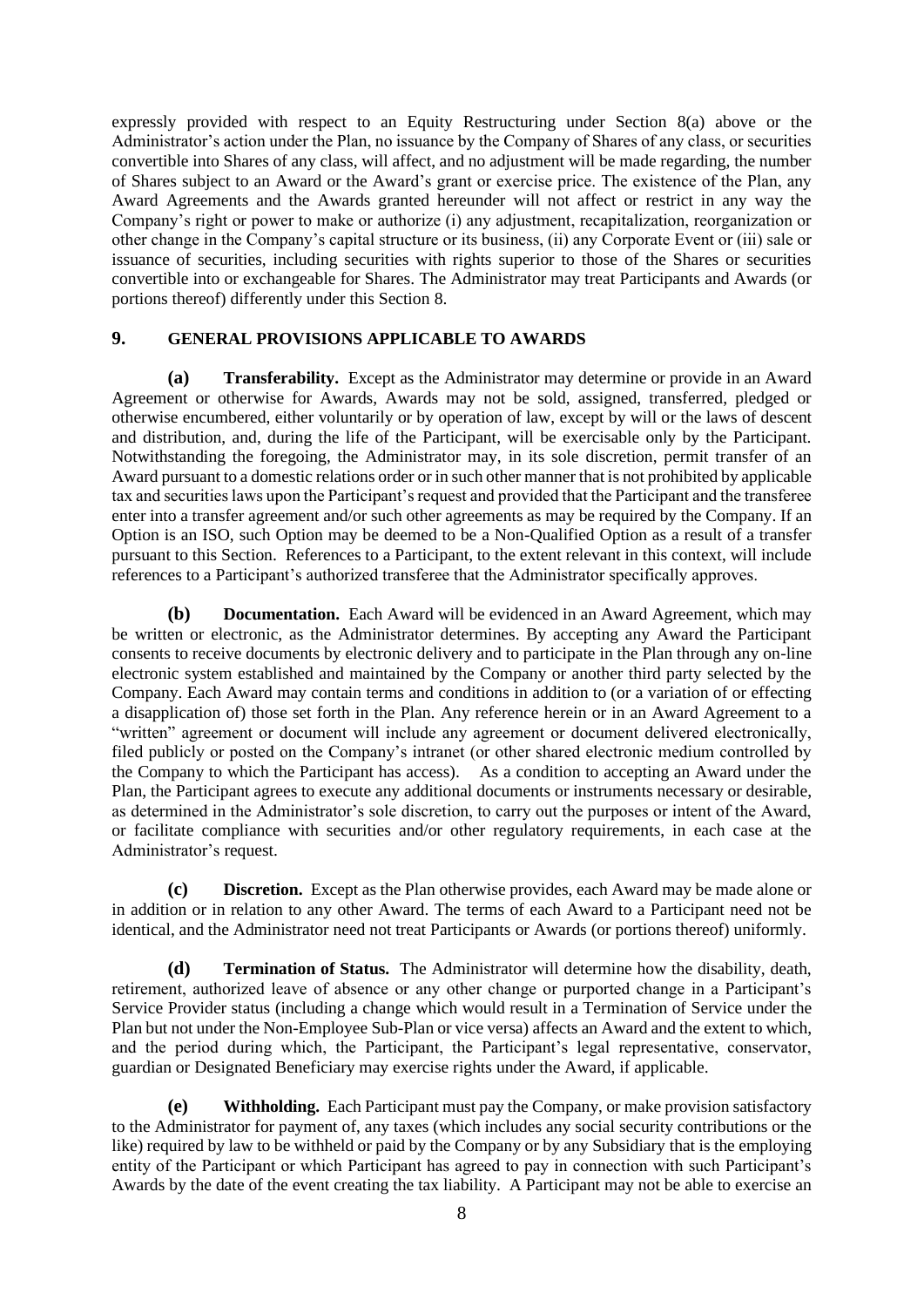expressly provided with respect to an Equity Restructuring under Section 8(a) above or the Administrator's action under the Plan, no issuance by the Company of Shares of any class, or securities convertible into Shares of any class, will affect, and no adjustment will be made regarding, the number of Shares subject to an Award or the Award's grant or exercise price. The existence of the Plan, any Award Agreements and the Awards granted hereunder will not affect or restrict in any way the Company's right or power to make or authorize (i) any adjustment, recapitalization, reorganization or other change in the Company's capital structure or its business, (ii) any Corporate Event or (iii) sale or issuance of securities, including securities with rights superior to those of the Shares or securities convertible into or exchangeable for Shares. The Administrator may treat Participants and Awards (or portions thereof) differently under this Section 8.

## 9. GENERAL PROVISIONS APPLICABLE TO AWARDS

**(a) Transferability.** Except as the Administrator may determine or provide in an Award Agreement or otherwise for Awards, Awards may not be sold, assigned, transferred, pledged or otherwise encumbered, either voluntarily or by operation of law, except by will or the laws of descent and distribution, and, during the life of the Participant, will be exercisable only by the Participant. Notwithstanding the foregoing, the Administrator may, in its sole discretion, permit transfer of an Award pursuant to a domestic relations order or in such other manner that is not prohibited by applicable tax and securities laws upon the Participant's request and provided that the Participant and the transferee enter into a transfer agreement and/or such other agreements as may be required by the Company. If an Option is an ISO, such Option may be deemed to be a Non-Qualified Option as a result of a transfer pursuant to this Section. References to a Participant, to the extent relevant in this context, will include references to a Participant's authorized transferee that the Administrator specifically approves.

**(b) Documentation.** Each Award will be evidenced in an Award Agreement, which may be written or electronic, as the Administrator determines. By accepting any Award the Participant consents to receive documents by electronic delivery and to participate in the Plan through any on-line electronic system established and maintained by the Company or another third party selected by the Company. Each Award may contain terms and conditions in addition to (or a variation of or effecting a disapplication of) those set forth in the Plan. Any reference herein or in an Award Agreement to a "written" agreement or document will include any agreement or document delivered electronically, filed publicly or posted on the Company's intranet (or other shared electronic medium controlled by the Company to which the Participant has access). As a condition to accepting an Award under the Plan, the Participant agrees to execute any additional documents or instruments necessary or desirable, as determined in the Administrator's sole discretion, to carry out the purposes or intent of the Award, or facilitate compliance with securities and/or other regulatory requirements, in each case at the Administrator's request.

**(c) Discretion.** Except as the Plan otherwise provides, each Award may be made alone or in addition or in relation to any other Award. The terms of each Award to a Participant need not be identical, and the Administrator need not treat Participants or Awards (or portions thereof) uniformly.

**(d) Termination of Status.** The Administrator will determine how the disability, death, retirement, authorized leave of absence or any other change or purported change in a Participant's Service Provider status (including a change which would result in a Termination of Service under the Plan but not under the Non-Employee Sub-Plan or vice versa) affects an Award and the extent to which, and the period during which, the Participant, the Participant's legal representative, conservator, guardian or Designated Beneficiary may exercise rights under the Award, if applicable.

**(e) Withholding.** Each Participant must pay the Company, or make provision satisfactory to the Administrator for payment of, any taxes (which includes any social security contributions or the like) required by law to be withheld or paid by the Company or by any Subsidiary that is the employing entity of the Participant or which Participant has agreed to pay in connection with such Participant's Awards by the date of the event creating the tax liability. A Participant may not be able to exercise an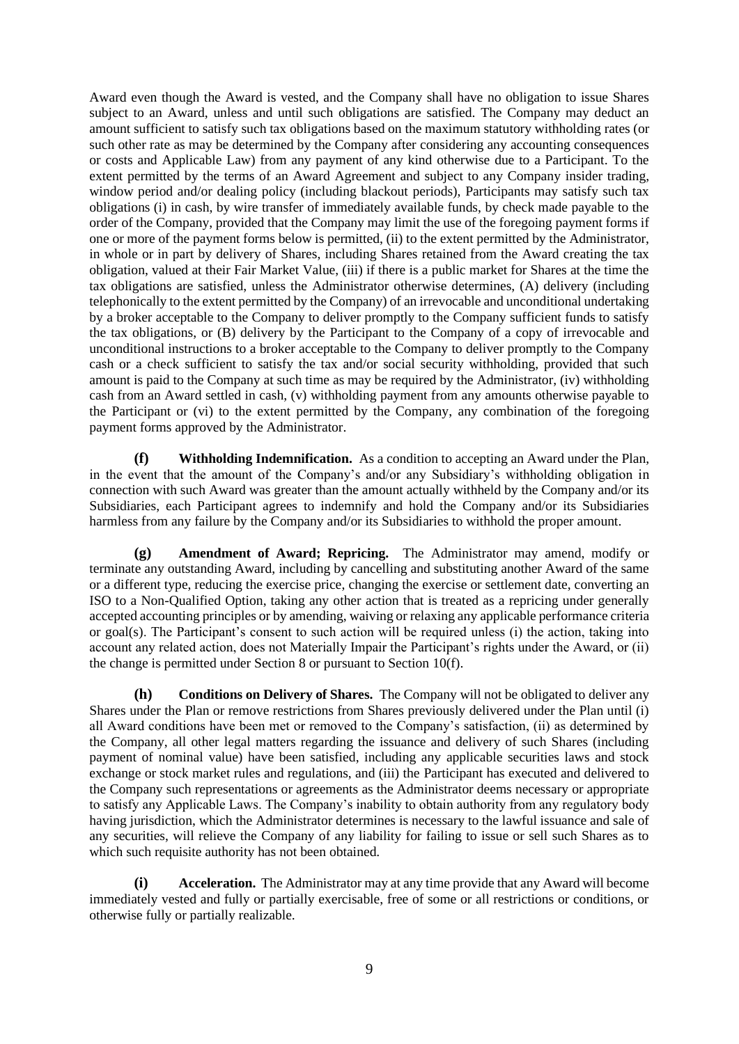Award even though the Award is vested, and the Company shall have no obligation to issue Shares subject to an Award, unless and until such obligations are satisfied. The Company may deduct an amount sufficient to satisfy such tax obligations based on the maximum statutory withholding rates (or such other rate as may be determined by the Company after considering any accounting consequences or costs and Applicable Law) from any payment of any kind otherwise due to a Participant. To the extent permitted by the terms of an Award Agreement and subject to any Company insider trading, window period and/or dealing policy (including blackout periods), Participants may satisfy such tax obligations (i) in cash, by wire transfer of immediately available funds, by check made payable to the order of the Company, provided that the Company may limit the use of the foregoing payment forms if one or more of the payment forms below is permitted, (ii) to the extent permitted by the Administrator, in whole or in part by delivery of Shares, including Shares retained from the Award creating the tax obligation, valued at their Fair Market Value, (iii) if there is a public market for Shares at the time the tax obligations are satisfied, unless the Administrator otherwise determines, (A) delivery (including telephonically to the extent permitted by the Company) of an irrevocable and unconditional undertaking by a broker acceptable to the Company to deliver promptly to the Company sufficient funds to satisfy the tax obligations, or (B) delivery by the Participant to the Company of a copy of irrevocable and unconditional instructions to a broker acceptable to the Company to deliver promptly to the Company cash or a check sufficient to satisfy the tax and/or social security withholding, provided that such amount is paid to the Company at such time as may be required by the Administrator, (iv) withholding cash from an Award settled in cash, (v) withholding payment from any amounts otherwise payable to the Participant or (vi) to the extent permitted by the Company, any combination of the foregoing payment forms approved by the Administrator.

**(f) Withholding Indemnification.** As a condition to accepting an Award under the Plan, in the event that the amount of the Company's and/or any Subsidiary's withholding obligation in connection with such Award was greater than the amount actually withheld by the Company and/or its Subsidiaries, each Participant agrees to indemnify and hold the Company and/or its Subsidiaries harmless from any failure by the Company and/or its Subsidiaries to withhold the proper amount.

**(g) Amendment of Award; Repricing.** The Administrator may amend, modify or terminate any outstanding Award, including by cancelling and substituting another Award of the same or a different type, reducing the exercise price, changing the exercise or settlement date, converting an ISO to a Non-Qualified Option, taking any other action that is treated as a repricing under generally accepted accounting principles or by amending, waiving or relaxing any applicable performance criteria or goal(s). The Participant's consent to such action will be required unless (i) the action, taking into account any related action, does not Materially Impair the Participant's rights under the Award, or (ii) the change is permitted under Section 8 or pursuant to Section 10(f).

**(h) Conditions on Delivery of Shares.** The Company will not be obligated to deliver any Shares under the Plan or remove restrictions from Shares previously delivered under the Plan until (i) all Award conditions have been met or removed to the Company's satisfaction, (ii) as determined by the Company, all other legal matters regarding the issuance and delivery of such Shares (including payment of nominal value) have been satisfied, including any applicable securities laws and stock exchange or stock market rules and regulations, and (iii) the Participant has executed and delivered to the Company such representations or agreements as the Administrator deems necessary or appropriate to satisfy any Applicable Laws. The Company's inability to obtain authority from any regulatory body having jurisdiction, which the Administrator determines is necessary to the lawful issuance and sale of any securities, will relieve the Company of any liability for failing to issue or sell such Shares as to which such requisite authority has not been obtained.

**(i) Acceleration.** The Administrator may at any time provide that any Award will become immediately vested and fully or partially exercisable, free of some or all restrictions or conditions, or otherwise fully or partially realizable.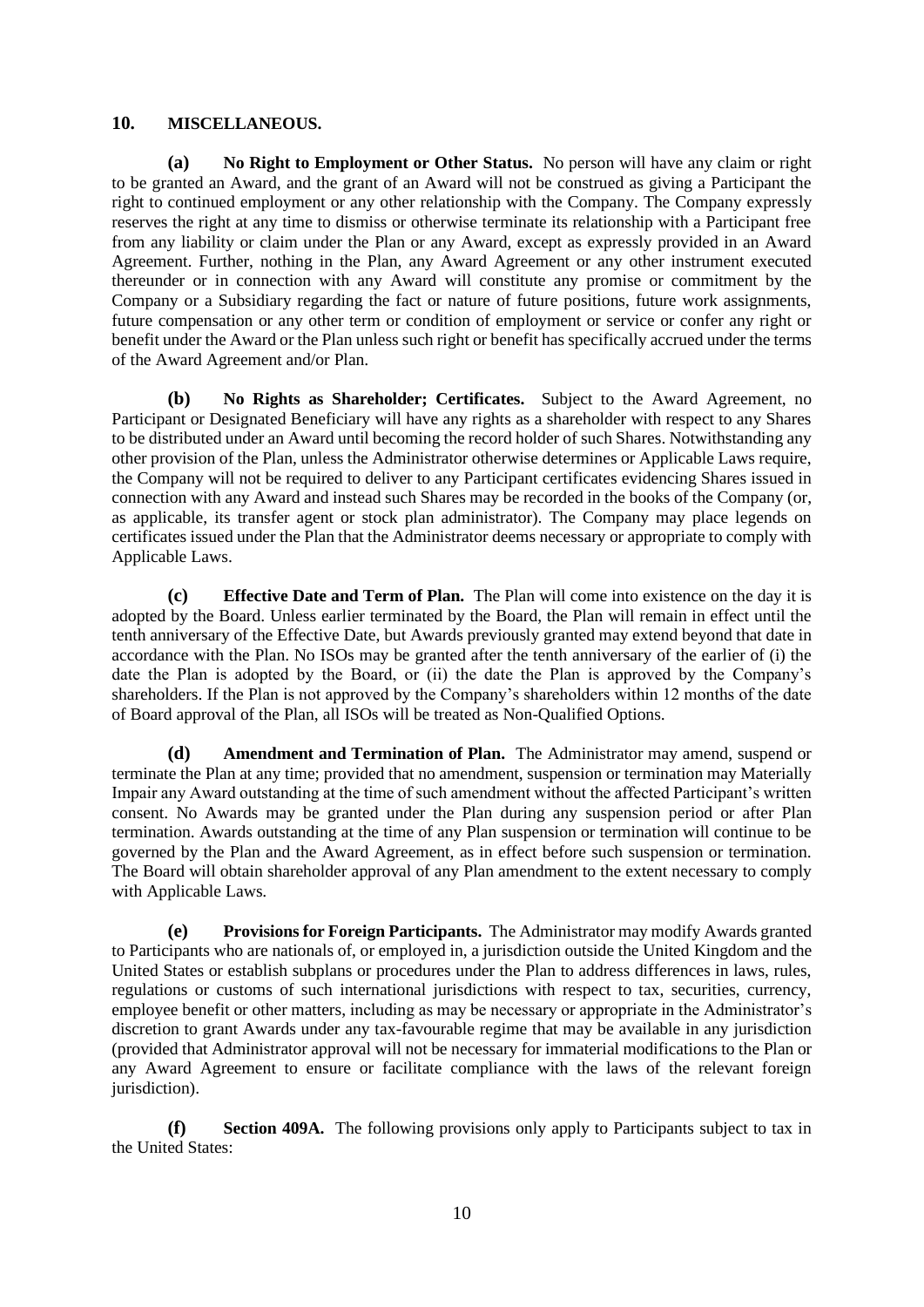## 10. MISCELLANEOUS.

**(a) No Right to Employment or Other Status.** No person will have any claim or right to be granted an Award, and the grant of an Award will not be construed as giving a Participant the right to continued employment or any other relationship with the Company. The Company expressly reserves the right at any time to dismiss or otherwise terminate its relationship with a Participant free from any liability or claim under the Plan or any Award, except as expressly provided in an Award Agreement. Further, nothing in the Plan, any Award Agreement or any other instrument executed thereunder or in connection with any Award will constitute any promise or commitment by the Company or a Subsidiary regarding the fact or nature of future positions, future work assignments, future compensation or any other term or condition of employment or service or confer any right or benefit under the Award or the Plan unless such right or benefit has specifically accrued under the terms of the Award Agreement and/or Plan.

**(b) No Rights as Shareholder; Certificates.** Subject to the Award Agreement, no Participant or Designated Beneficiary will have any rights as a shareholder with respect to any Shares to be distributed under an Award until becoming the record holder of such Shares. Notwithstanding any other provision of the Plan, unless the Administrator otherwise determines or Applicable Laws require, the Company will not be required to deliver to any Participant certificates evidencing Shares issued in connection with any Award and instead such Shares may be recorded in the books of the Company (or, as applicable, its transfer agent or stock plan administrator). The Company may place legends on certificates issued under the Plan that the Administrator deems necessary or appropriate to comply with Applicable Laws.

**(c) Effective Date and Term of Plan.** The Plan will come into existence on the day it is adopted by the Board. Unless earlier terminated by the Board, the Plan will remain in effect until the tenth anniversary of the Effective Date, but Awards previously granted may extend beyond that date in accordance with the Plan. No ISOs may be granted after the tenth anniversary of the earlier of (i) the date the Plan is adopted by the Board, or (ii) the date the Plan is approved by the Company's shareholders. If the Plan is not approved by the Company's shareholders within 12 months of the date of Board approval of the Plan, all ISOs will be treated as Non-Qualified Options.

**(d) Amendment and Termination of Plan.** The Administrator may amend, suspend or terminate the Plan at any time; provided that no amendment, suspension or termination may Materially Impair any Award outstanding at the time of such amendment without the affected Participant's written consent. No Awards may be granted under the Plan during any suspension period or after Plan termination. Awards outstanding at the time of any Plan suspension or termination will continue to be governed by the Plan and the Award Agreement, as in effect before such suspension or termination. The Board will obtain shareholder approval of any Plan amendment to the extent necessary to comply with Applicable Laws.

**(e) Provisions for Foreign Participants.** The Administrator may modify Awards granted to Participants who are nationals of, or employed in, a jurisdiction outside the United Kingdom and the United States or establish subplans or procedures under the Plan to address differences in laws, rules, regulations or customs of such international jurisdictions with respect to tax, securities, currency, employee benefit or other matters, including as may be necessary or appropriate in the Administrator's discretion to grant Awards under any tax-favourable regime that may be available in any jurisdiction (provided that Administrator approval will not be necessary for immaterial modifications to the Plan or any Award Agreement to ensure or facilitate compliance with the laws of the relevant foreign jurisdiction).

**(f) Section 409A.** The following provisions only apply to Participants subject to tax in the United States: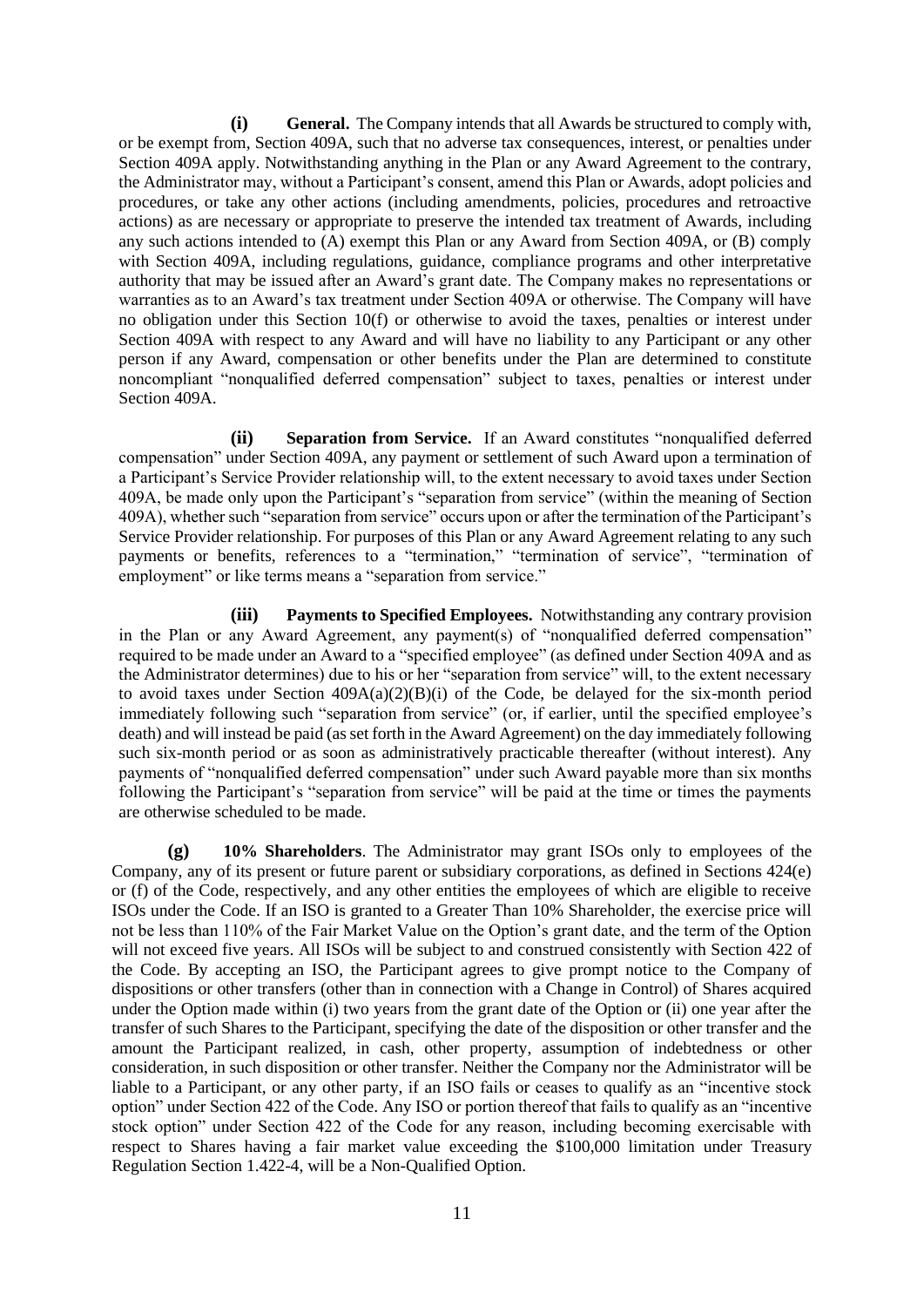**(i) General.** The Company intends that all Awards be structured to comply with, or be exempt from, Section 409A, such that no adverse tax consequences, interest, or penalties under Section 409A apply. Notwithstanding anything in the Plan or any Award Agreement to the contrary, the Administrator may, without a Participant's consent, amend this Plan or Awards, adopt policies and procedures, or take any other actions (including amendments, policies, procedures and retroactive actions) as are necessary or appropriate to preserve the intended tax treatment of Awards, including any such actions intended to (A) exempt this Plan or any Award from Section 409A, or (B) comply with Section 409A, including regulations, guidance, compliance programs and other interpretative authority that may be issued after an Award's grant date. The Company makes no representations or warranties as to an Award's tax treatment under Section 409A or otherwise. The Company will have no obligation under this Section 10(f) or otherwise to avoid the taxes, penalties or interest under Section 409A with respect to any Award and will have no liability to any Participant or any other person if any Award, compensation or other benefits under the Plan are determined to constitute noncompliant "nonqualified deferred compensation" subject to taxes, penalties or interest under Section 409A.

**(ii) Separation from Service.** If an Award constitutes "nonqualified deferred compensation" under Section 409A, any payment or settlement of such Award upon a termination of a Participant's Service Provider relationship will, to the extent necessary to avoid taxes under Section 409A, be made only upon the Participant's "separation from service" (within the meaning of Section 409A), whether such "separation from service" occurs upon or after the termination of the Participant's Service Provider relationship. For purposes of this Plan or any Award Agreement relating to any such payments or benefits, references to a "termination," "termination of service", "termination of employment" or like terms means a "separation from service."

**(iii) Payments to Specified Employees.** Notwithstanding any contrary provision in the Plan or any Award Agreement, any payment(s) of "nonqualified deferred compensation" required to be made under an Award to a "specified employee" (as defined under Section 409A and as the Administrator determines) due to his or her "separation from service" will, to the extent necessary to avoid taxes under Section 409A(a)(2)(B)(i) of the Code, be delayed for the six-month period immediately following such "separation from service" (or, if earlier, until the specified employee's death) and will instead be paid (as set forth in the Award Agreement) on the day immediately following such six-month period or as soon as administratively practicable thereafter (without interest). Any payments of "nonqualified deferred compensation" under such Award payable more than six months following the Participant's "separation from service" will be paid at the time or times the payments are otherwise scheduled to be made.

**(g) 10% Shareholders**. The Administrator may grant ISOs only to employees of the Company, any of its present or future parent or subsidiary corporations, as defined in Sections 424(e) or (f) of the Code, respectively, and any other entities the employees of which are eligible to receive ISOs under the Code. If an ISO is granted to a Greater Than 10% Shareholder, the exercise price will not be less than 110% of the Fair Market Value on the Option's grant date, and the term of the Option will not exceed five years. All ISOs will be subject to and construed consistently with Section 422 of the Code. By accepting an ISO, the Participant agrees to give prompt notice to the Company of dispositions or other transfers (other than in connection with a Change in Control) of Shares acquired under the Option made within (i) two years from the grant date of the Option or (ii) one year after the transfer of such Shares to the Participant, specifying the date of the disposition or other transfer and the amount the Participant realized, in cash, other property, assumption of indebtedness or other consideration, in such disposition or other transfer. Neither the Company nor the Administrator will be liable to a Participant, or any other party, if an ISO fails or ceases to qualify as an "incentive stock option" under Section 422 of the Code. Any ISO or portion thereof that fails to qualify as an "incentive stock option" under Section 422 of the Code for any reason, including becoming exercisable with respect to Shares having a fair market value exceeding the $100,000 limitation under Treasury Regulation Section 1.422-4, will be a Non-Qualified Option.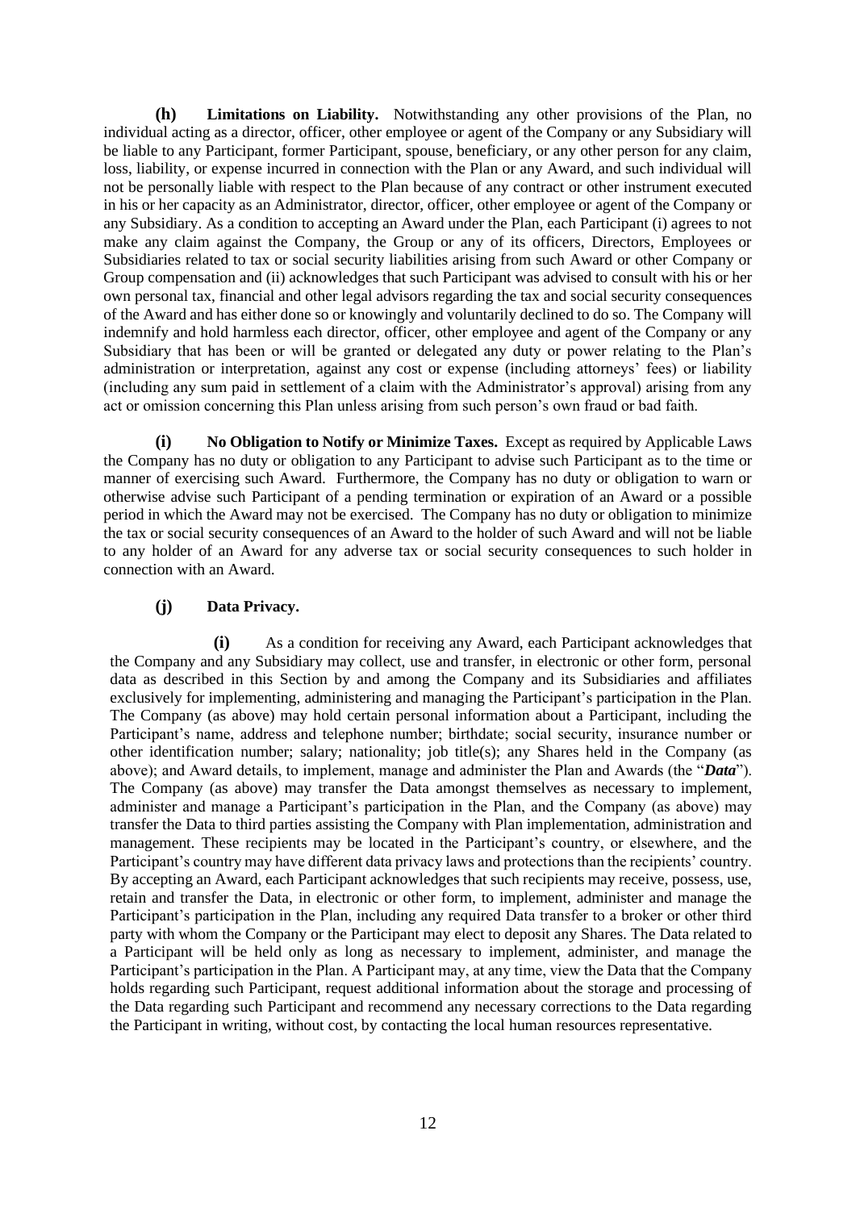**(h) Limitations on Liability.** Notwithstanding any other provisions of the Plan, no individual acting as a director, officer, other employee or agent of the Company or any Subsidiary will be liable to any Participant, former Participant, spouse, beneficiary, or any other person for any claim, loss, liability, or expense incurred in connection with the Plan or any Award, and such individual will not be personally liable with respect to the Plan because of any contract or other instrument executed in his or her capacity as an Administrator, director, officer, other employee or agent of the Company or any Subsidiary. As a condition to accepting an Award under the Plan, each Participant (i) agrees to not make any claim against the Company, the Group or any of its officers, Directors, Employees or Subsidiaries related to tax or social security liabilities arising from such Award or other Company or Group compensation and (ii) acknowledges that such Participant was advised to consult with his or her own personal tax, financial and other legal advisors regarding the tax and social security consequences of the Award and has either done so or knowingly and voluntarily declined to do so. The Company will indemnify and hold harmless each director, officer, other employee and agent of the Company or any Subsidiary that has been or will be granted or delegated any duty or power relating to the Plan's administration or interpretation, against any cost or expense (including attorneys' fees) or liability (including any sum paid in settlement of a claim with the Administrator's approval) arising from any act or omission concerning this Plan unless arising from such person's own fraud or bad faith.

**(i) No Obligation to Notify or Minimize Taxes.** Except as required by Applicable Laws the Company has no duty or obligation to any Participant to advise such Participant as to the time or manner of exercising such Award. Furthermore, the Company has no duty or obligation to warn or otherwise advise such Participant of a pending termination or expiration of an Award or a possible period in which the Award may not be exercised. The Company has no duty or obligation to minimize the tax or social security consequences of an Award to the holder of such Award and will not be liable to any holder of an Award for any adverse tax or social security consequences to such holder in connection with an Award.

**(j) Data Privacy.**

**(i)** As a condition for receiving any Award, each Participant acknowledges that the Company and any Subsidiary may collect, use and transfer, in electronic or other form, personal data as described in this Section by and among the Company and its Subsidiaries and affiliates exclusively for implementing, administering and managing the Participant's participation in the Plan. The Company (as above) may hold certain personal information about a Participant, including the Participant's name, address and telephone number; birthdate; social security, insurance number or other identification number; salary; nationality; job title(s); any Shares held in the Company (as above); and Award details, to implement, manage and administer the Plan and Awards (the "***Data***"). The Company (as above) may transfer the Data amongst themselves as necessary to implement, administer and manage a Participant's participation in the Plan, and the Company (as above) may transfer the Data to third parties assisting the Company with Plan implementation, administration and management. These recipients may be located in the Participant's country, or elsewhere, and the Participant's country may have different data privacy laws and protections than the recipients' country. By accepting an Award, each Participant acknowledges that such recipients may receive, possess, use, retain and transfer the Data, in electronic or other form, to implement, administer and manage the Participant's participation in the Plan, including any required Data transfer to a broker or other third party with whom the Company or the Participant may elect to deposit any Shares. The Data related to a Participant will be held only as long as necessary to implement, administer, and manage the Participant's participation in the Plan. A Participant may, at any time, view the Data that the Company holds regarding such Participant, request additional information about the storage and processing of the Data regarding such Participant and recommend any necessary corrections to the Data regarding the Participant in writing, without cost, by contacting the local human resources representative.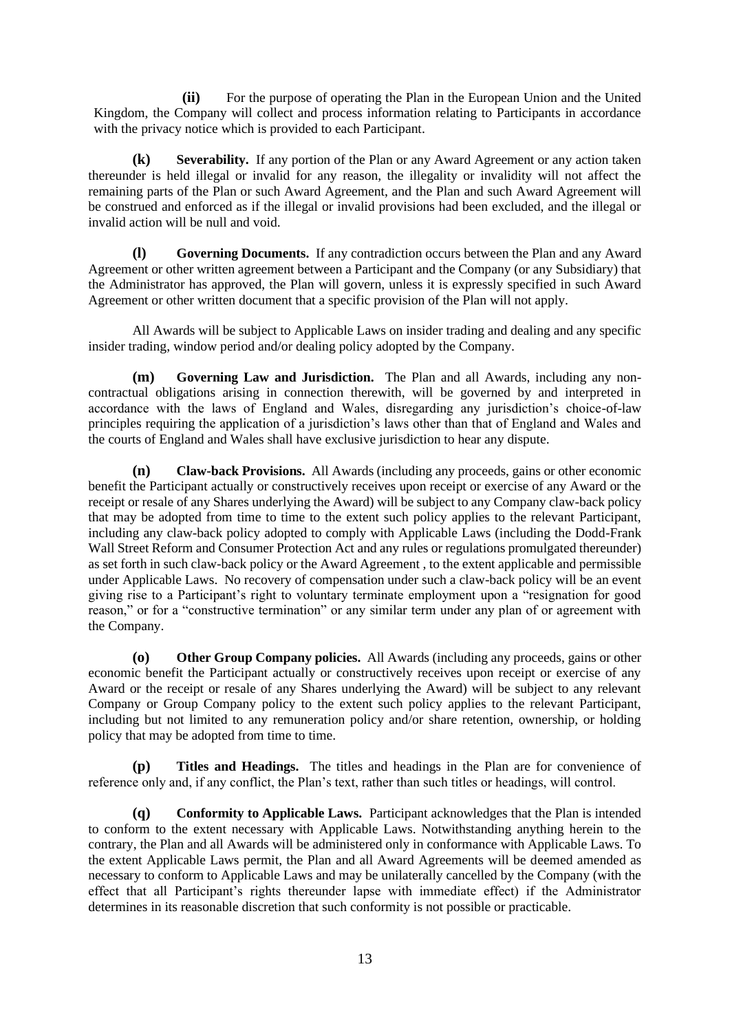**(ii)** For the purpose of operating the Plan in the European Union and the United Kingdom, the Company will collect and process information relating to Participants in accordance with the privacy notice which is provided to each Participant.

**(k) Severability.** If any portion of the Plan or any Award Agreement or any action taken thereunder is held illegal or invalid for any reason, the illegality or invalidity will not affect the remaining parts of the Plan or such Award Agreement, and the Plan and such Award Agreement will be construed and enforced as if the illegal or invalid provisions had been excluded, and the illegal or invalid action will be null and void.

**(l) Governing Documents.** If any contradiction occurs between the Plan and any Award Agreement or other written agreement between a Participant and the Company (or any Subsidiary) that the Administrator has approved, the Plan will govern, unless it is expressly specified in such Award Agreement or other written document that a specific provision of the Plan will not apply.

All Awards will be subject to Applicable Laws on insider trading and dealing and any specific insider trading, window period and/or dealing policy adopted by the Company.

**(m) Governing Law and Jurisdiction.** The Plan and all Awards, including any non-contractual obligations arising in connection therewith, will be governed by and interpreted in accordance with the laws of England and Wales, disregarding any jurisdiction's choice-of-law principles requiring the application of a jurisdiction's laws other than that of England and Wales and the courts of England and Wales shall have exclusive jurisdiction to hear any dispute.

**(n) Claw-back Provisions.** All Awards (including any proceeds, gains or other economic benefit the Participant actually or constructively receives upon receipt or exercise of any Award or the receipt or resale of any Shares underlying the Award) will be subject to any Company claw-back policy that may be adopted from time to time to the extent such policy applies to the relevant Participant, including any claw-back policy adopted to comply with Applicable Laws (including the Dodd-Frank Wall Street Reform and Consumer Protection Act and any rules or regulations promulgated thereunder) as set forth in such claw-back policy or the Award Agreement , to the extent applicable and permissible under Applicable Laws. No recovery of compensation under such a claw-back policy will be an event giving rise to a Participant's right to voluntary terminate employment upon a "resignation for good reason," or for a "constructive termination" or any similar term under any plan of or agreement with the Company.

**(o) Other Group Company policies.** All Awards (including any proceeds, gains or other economic benefit the Participant actually or constructively receives upon receipt or exercise of any Award or the receipt or resale of any Shares underlying the Award) will be subject to any relevant Company or Group Company policy to the extent such policy applies to the relevant Participant, including but not limited to any remuneration policy and/or share retention, ownership, or holding policy that may be adopted from time to time.

**(p) Titles and Headings.** The titles and headings in the Plan are for convenience of reference only and, if any conflict, the Plan's text, rather than such titles or headings, will control.

**(q) Conformity to Applicable Laws.** Participant acknowledges that the Plan is intended to conform to the extent necessary with Applicable Laws. Notwithstanding anything herein to the contrary, the Plan and all Awards will be administered only in conformance with Applicable Laws. To the extent Applicable Laws permit, the Plan and all Award Agreements will be deemed amended as necessary to conform to Applicable Laws and may be unilaterally cancelled by the Company (with the effect that all Participant's rights thereunder lapse with immediate effect) if the Administrator determines in its reasonable discretion that such conformity is not possible or practicable.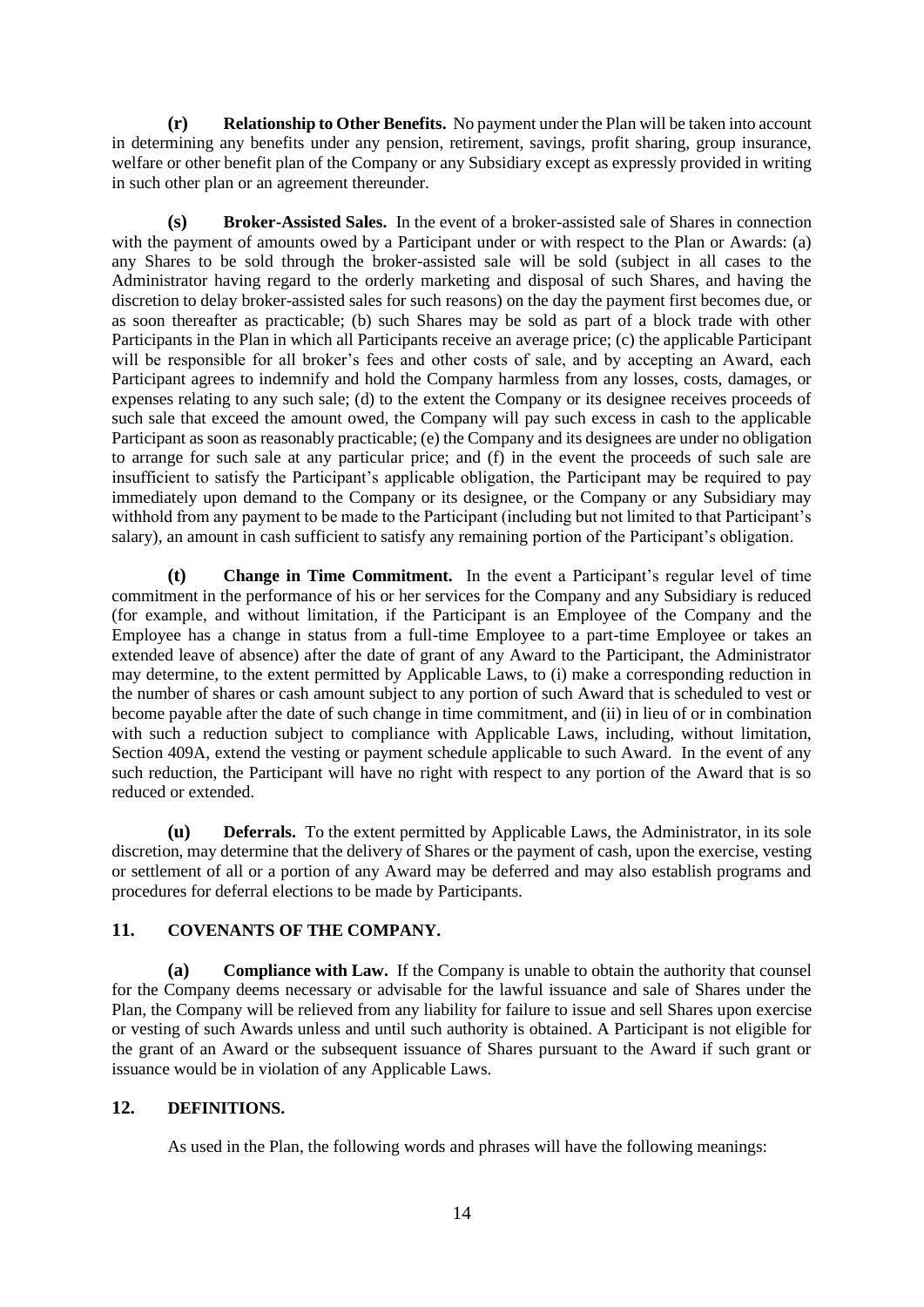**(r) Relationship to Other Benefits.** No payment under the Plan will be taken into account in determining any benefits under any pension, retirement, savings, profit sharing, group insurance, welfare or other benefit plan of the Company or any Subsidiary except as expressly provided in writing in such other plan or an agreement thereunder.

**(s) Broker-Assisted Sales.** In the event of a broker-assisted sale of Shares in connection with the payment of amounts owed by a Participant under or with respect to the Plan or Awards: (a) any Shares to be sold through the broker-assisted sale will be sold (subject in all cases to the Administrator having regard to the orderly marketing and disposal of such Shares, and having the discretion to delay broker-assisted sales for such reasons) on the day the payment first becomes due, or as soon thereafter as practicable; (b) such Shares may be sold as part of a block trade with other Participants in the Plan in which all Participants receive an average price; (c) the applicable Participant will be responsible for all broker's fees and other costs of sale, and by accepting an Award, each Participant agrees to indemnify and hold the Company harmless from any losses, costs, damages, or expenses relating to any such sale; (d) to the extent the Company or its designee receives proceeds of such sale that exceed the amount owed, the Company will pay such excess in cash to the applicable Participant as soon as reasonably practicable; (e) the Company and its designees are under no obligation to arrange for such sale at any particular price; and (f) in the event the proceeds of such sale are insufficient to satisfy the Participant's applicable obligation, the Participant may be required to pay immediately upon demand to the Company or its designee, or the Company or any Subsidiary may withhold from any payment to be made to the Participant (including but not limited to that Participant's salary), an amount in cash sufficient to satisfy any remaining portion of the Participant's obligation.

**(t) Change in Time Commitment.** In the event a Participant's regular level of time commitment in the performance of his or her services for the Company and any Subsidiary is reduced (for example, and without limitation, if the Participant is an Employee of the Company and the Employee has a change in status from a full-time Employee to a part-time Employee or takes an extended leave of absence) after the date of grant of any Award to the Participant, the Administrator may determine, to the extent permitted by Applicable Laws, to (i) make a corresponding reduction in the number of shares or cash amount subject to any portion of such Award that is scheduled to vest or become payable after the date of such change in time commitment, and (ii) in lieu of or in combination with such a reduction subject to compliance with Applicable Laws, including, without limitation, Section 409A, extend the vesting or payment schedule applicable to such Award. In the event of any such reduction, the Participant will have no right with respect to any portion of the Award that is so reduced or extended.

**(u) Deferrals.** To the extent permitted by Applicable Laws, the Administrator, in its sole discretion, may determine that the delivery of Shares or the payment of cash, upon the exercise, vesting or settlement of all or a portion of any Award may be deferred and may also establish programs and procedures for deferral elections to be made by Participants.

## 11. COVENANTS OF THE COMPANY.

**(a) Compliance with Law.** If the Company is unable to obtain the authority that counsel for the Company deems necessary or advisable for the lawful issuance and sale of Shares under the Plan, the Company will be relieved from any liability for failure to issue and sell Shares upon exercise or vesting of such Awards unless and until such authority is obtained. A Participant is not eligible for the grant of an Award or the subsequent issuance of Shares pursuant to the Award if such grant or issuance would be in violation of any Applicable Laws.

## 12. DEFINITIONS.

As used in the Plan, the following words and phrases will have the following meanings: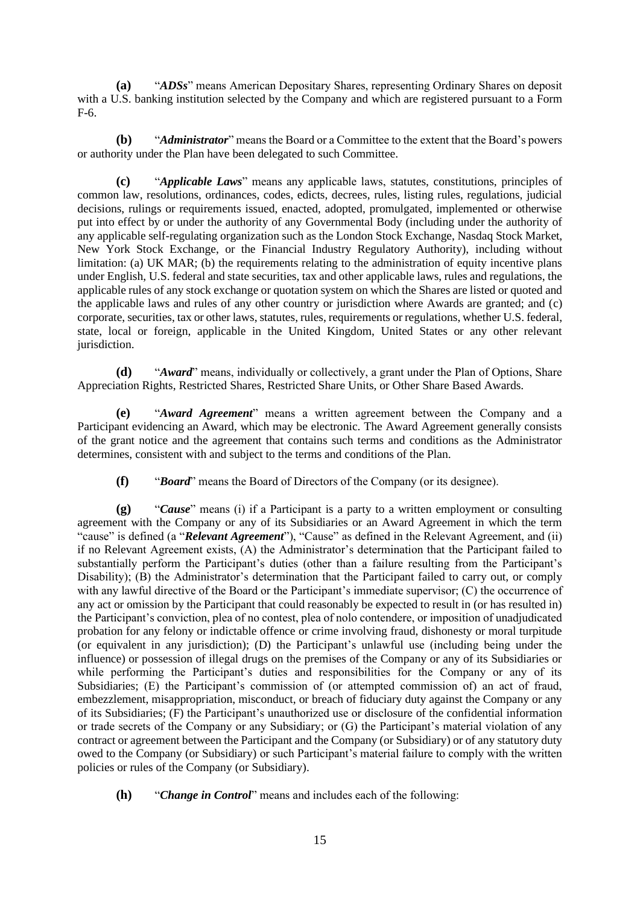**(a)** "***ADSs***" means American Depositary Shares, representing Ordinary Shares on deposit with a U.S. banking institution selected by the Company and which are registered pursuant to a Form F-6.

**(b)** "***Administrator***" means the Board or a Committee to the extent that the Board's powers or authority under the Plan have been delegated to such Committee.

**(c)** "***Applicable Laws***" means any applicable laws, statutes, constitutions, principles of common law, resolutions, ordinances, codes, edicts, decrees, rules, listing rules, regulations, judicial decisions, rulings or requirements issued, enacted, adopted, promulgated, implemented or otherwise put into effect by or under the authority of any Governmental Body (including under the authority of any applicable self-regulating organization such as the London Stock Exchange, Nasdaq Stock Market, New York Stock Exchange, or the Financial Industry Regulatory Authority), including without limitation: (a) UK MAR; (b) the requirements relating to the administration of equity incentive plans under English, U.S. federal and state securities, tax and other applicable laws, rules and regulations, the applicable rules of any stock exchange or quotation system on which the Shares are listed or quoted and the applicable laws and rules of any other country or jurisdiction where Awards are granted; and (c) corporate, securities, tax or other laws, statutes, rules, requirements or regulations, whether U.S. federal, state, local or foreign, applicable in the United Kingdom, United States or any other relevant jurisdiction.

**(d)** "***Award***" means, individually or collectively, a grant under the Plan of Options, Share Appreciation Rights, Restricted Shares, Restricted Share Units, or Other Share Based Awards.

**(e)** "***Award Agreement***" means a written agreement between the Company and a Participant evidencing an Award, which may be electronic. The Award Agreement generally consists of the grant notice and the agreement that contains such terms and conditions as the Administrator determines, consistent with and subject to the terms and conditions of the Plan.

**(f)** "***Board***" means the Board of Directors of the Company (or its designee).

**(g)** "***Cause***" means (i) if a Participant is a party to a written employment or consulting agreement with the Company or any of its Subsidiaries or an Award Agreement in which the term "cause" is defined (a "***Relevant Agreement***"), "Cause" as defined in the Relevant Agreement, and (ii) if no Relevant Agreement exists, (A) the Administrator's determination that the Participant failed to substantially perform the Participant's duties (other than a failure resulting from the Participant's Disability); (B) the Administrator's determination that the Participant failed to carry out, or comply with any lawful directive of the Board or the Participant's immediate supervisor; (C) the occurrence of any act or omission by the Participant that could reasonably be expected to result in (or has resulted in) the Participant's conviction, plea of no contest, plea of nolo contendere, or imposition of unadjudicated probation for any felony or indictable offence or crime involving fraud, dishonesty or moral turpitude (or equivalent in any jurisdiction); (D) the Participant's unlawful use (including being under the influence) or possession of illegal drugs on the premises of the Company or any of its Subsidiaries or while performing the Participant's duties and responsibilities for the Company or any of its Subsidiaries; (E) the Participant's commission of (or attempted commission of) an act of fraud, embezzlement, misappropriation, misconduct, or breach of fiduciary duty against the Company or any of its Subsidiaries; (F) the Participant's unauthorized use or disclosure of the confidential information or trade secrets of the Company or any Subsidiary; or (G) the Participant's material violation of any contract or agreement between the Participant and the Company (or Subsidiary) or of any statutory duty owed to the Company (or Subsidiary) or such Participant's material failure to comply with the written policies or rules of the Company (or Subsidiary).

**(h)** "***Change in Control***" means and includes each of the following: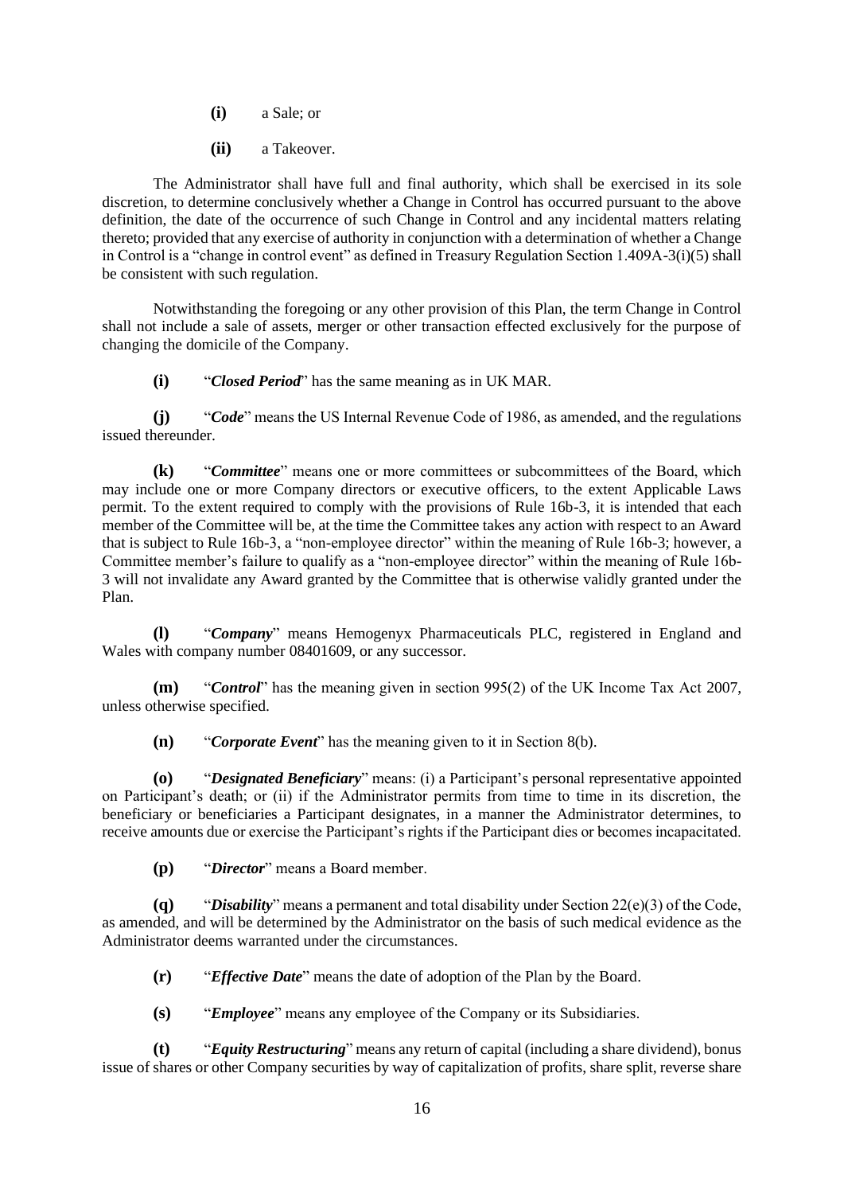**(i)** a Sale; or

**(ii)** a Takeover.

The Administrator shall have full and final authority, which shall be exercised in its sole discretion, to determine conclusively whether a Change in Control has occurred pursuant to the above definition, the date of the occurrence of such Change in Control and any incidental matters relating thereto; provided that any exercise of authority in conjunction with a determination of whether a Change in Control is a "change in control event" as defined in Treasury Regulation Section 1.409A-3(i)(5) shall be consistent with such regulation.

Notwithstanding the foregoing or any other provision of this Plan, the term Change in Control shall not include a sale of assets, merger or other transaction effected exclusively for the purpose of changing the domicile of the Company.

**(i)** "***Closed Period***" has the same meaning as in UK MAR.

**(j)** "***Code***" means the US Internal Revenue Code of 1986, as amended, and the regulations issued thereunder.

**(k)** "***Committee***" means one or more committees or subcommittees of the Board, which may include one or more Company directors or executive officers, to the extent Applicable Laws permit. To the extent required to comply with the provisions of Rule 16b-3, it is intended that each member of the Committee will be, at the time the Committee takes any action with respect to an Award that is subject to Rule 16b-3, a "non-employee director" within the meaning of Rule 16b-3; however, a Committee member's failure to qualify as a "non-employee director" within the meaning of Rule 16b-3 will not invalidate any Award granted by the Committee that is otherwise validly granted under the Plan.

**(l)** "***Company***" means Hemogenyx Pharmaceuticals PLC, registered in England and Wales with company number 08401609, or any successor.

**(m)** "***Control***" has the meaning given in section 995(2) of the UK Income Tax Act 2007, unless otherwise specified.

**(n)** "***Corporate Event***" has the meaning given to it in Section 8(b).

**(o)** "***Designated Beneficiary***" means: (i) a Participant's personal representative appointed on Participant's death; or (ii) if the Administrator permits from time to time in its discretion, the beneficiary or beneficiaries a Participant designates, in a manner the Administrator determines, to receive amounts due or exercise the Participant's rights if the Participant dies or becomes incapacitated.

**(p)** "***Director***" means a Board member.

**(q)** "***Disability***" means a permanent and total disability under Section 22(e)(3) of the Code, as amended, and will be determined by the Administrator on the basis of such medical evidence as the Administrator deems warranted under the circumstances.

**(r)** "***Effective Date***" means the date of adoption of the Plan by the Board.

**(s)** "***Employee***" means any employee of the Company or its Subsidiaries.

**(t)** "***Equity Restructuring***" means any return of capital (including a share dividend), bonus issue of shares or other Company securities by way of capitalization of profits, share split, reverse share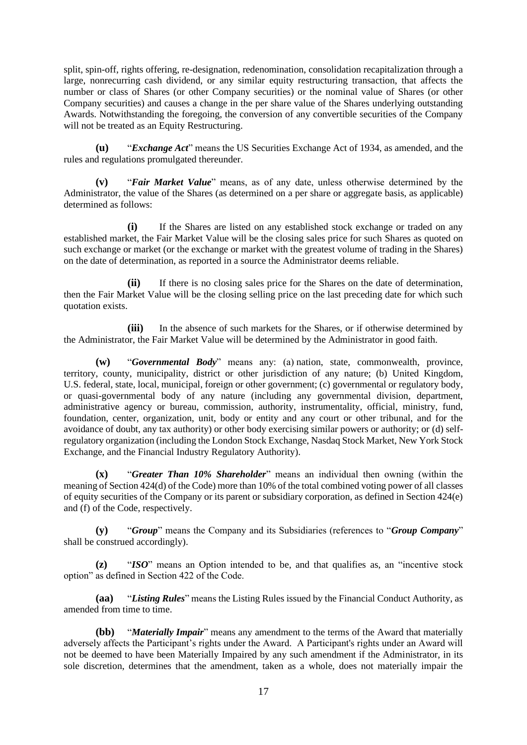split, spin-off, rights offering, re-designation, redenomination, consolidation recapitalization through a large, nonrecurring cash dividend, or any similar equity restructuring transaction, that affects the number or class of Shares (or other Company securities) or the nominal value of Shares (or other Company securities) and causes a change in the per share value of the Shares underlying outstanding Awards. Notwithstanding the foregoing, the conversion of any convertible securities of the Company will not be treated as an Equity Restructuring.

**(u)** "***Exchange Act***" means the US Securities Exchange Act of 1934, as amended, and the rules and regulations promulgated thereunder.

**(v)** "***Fair Market Value***" means, as of any date, unless otherwise determined by the Administrator, the value of the Shares (as determined on a per share or aggregate basis, as applicable) determined as follows:

**(i)** If the Shares are listed on any established stock exchange or traded on any established market, the Fair Market Value will be the closing sales price for such Shares as quoted on such exchange or market (or the exchange or market with the greatest volume of trading in the Shares) on the date of determination, as reported in a source the Administrator deems reliable.

**(ii)** If there is no closing sales price for the Shares on the date of determination, then the Fair Market Value will be the closing selling price on the last preceding date for which such quotation exists.

**(iii)** In the absence of such markets for the Shares, or if otherwise determined by the Administrator, the Fair Market Value will be determined by the Administrator in good faith.

**(w)** "***Governmental Body***" means any: (a) nation, state, commonwealth, province, territory, county, municipality, district or other jurisdiction of any nature; (b) United Kingdom, U.S. federal, state, local, municipal, foreign or other government; (c) governmental or regulatory body, or quasi-governmental body of any nature (including any governmental division, department, administrative agency or bureau, commission, authority, instrumentality, official, ministry, fund, foundation, center, organization, unit, body or entity and any court or other tribunal, and for the avoidance of doubt, any tax authority) or other body exercising similar powers or authority; or (d) self-regulatory organization (including the London Stock Exchange, Nasdaq Stock Market, New York Stock Exchange, and the Financial Industry Regulatory Authority).

**(x)** "***Greater Than 10% Shareholder***" means an individual then owning (within the meaning of Section 424(d) of the Code) more than 10% of the total combined voting power of all classes of equity securities of the Company or its parent or subsidiary corporation, as defined in Section 424(e) and (f) of the Code, respectively.

**(y)** "***Group***" means the Company and its Subsidiaries (references to "***Group Company***" shall be construed accordingly).

**(z)** "***ISO***" means an Option intended to be, and that qualifies as, an "incentive stock option" as defined in Section 422 of the Code.

**(aa)** "***Listing Rules***" means the Listing Rules issued by the Financial Conduct Authority, as amended from time to time.

**(bb)** "***Materially Impair***" means any amendment to the terms of the Award that materially adversely affects the Participant's rights under the Award. A Participant's rights under an Award will not be deemed to have been Materially Impaired by any such amendment if the Administrator, in its sole discretion, determines that the amendment, taken as a whole, does not materially impair the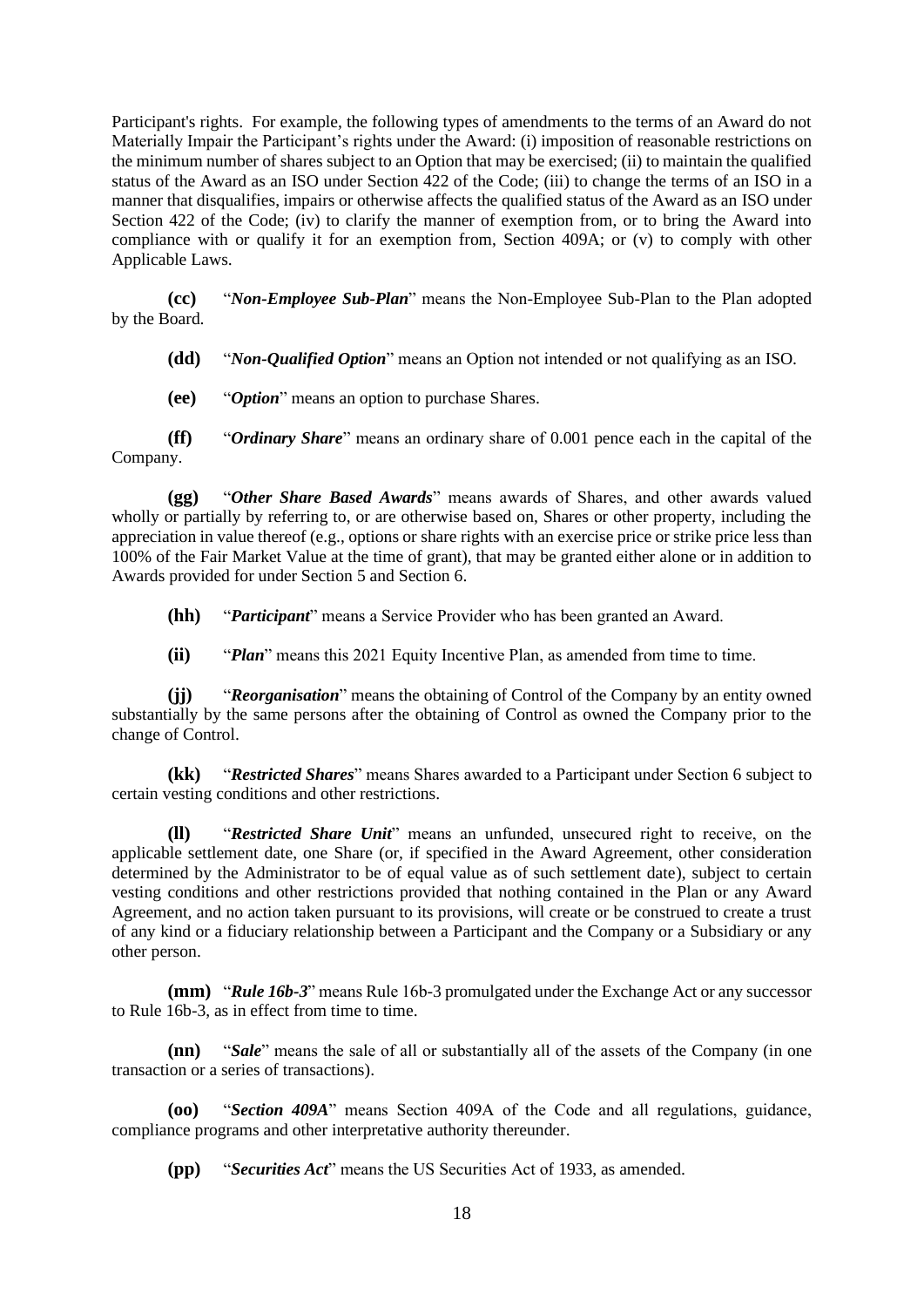Participant's rights. For example, the following types of amendments to the terms of an Award do not Materially Impair the Participant's rights under the Award: (i) imposition of reasonable restrictions on the minimum number of shares subject to an Option that may be exercised; (ii) to maintain the qualified status of the Award as an ISO under Section 422 of the Code; (iii) to change the terms of an ISO in a manner that disqualifies, impairs or otherwise affects the qualified status of the Award as an ISO under Section 422 of the Code; (iv) to clarify the manner of exemption from, or to bring the Award into compliance with or qualify it for an exemption from, Section 409A; or (v) to comply with other Applicable Laws.

**(cc)** "***Non-Employee Sub-Plan***" means the Non-Employee Sub-Plan to the Plan adopted by the Board.

**(dd)** "***Non-Qualified Option***" means an Option not intended or not qualifying as an ISO.

**(ee)** "***Option***" means an option to purchase Shares.

**(ff)** "***Ordinary Share***" means an ordinary share of 0.001 pence each in the capital of the Company.

**(gg)** "***Other Share Based Awards***" means awards of Shares, and other awards valued wholly or partially by referring to, or are otherwise based on, Shares or other property, including the appreciation in value thereof (e.g., options or share rights with an exercise price or strike price less than 100% of the Fair Market Value at the time of grant), that may be granted either alone or in addition to Awards provided for under Section 5 and Section 6.

**(hh)** "***Participant***" means a Service Provider who has been granted an Award.

**(ii)** "***Plan***" means this 2021 Equity Incentive Plan, as amended from time to time.

**(jj)** "***Reorganisation***" means the obtaining of Control of the Company by an entity owned substantially by the same persons after the obtaining of Control as owned the Company prior to the change of Control.

**(kk)** "***Restricted Shares***" means Shares awarded to a Participant under Section 6 subject to certain vesting conditions and other restrictions.

**(ll)** "***Restricted Share Unit***" means an unfunded, unsecured right to receive, on the applicable settlement date, one Share (or, if specified in the Award Agreement, other consideration determined by the Administrator to be of equal value as of such settlement date), subject to certain vesting conditions and other restrictions provided that nothing contained in the Plan or any Award Agreement, and no action taken pursuant to its provisions, will create or be construed to create a trust of any kind or a fiduciary relationship between a Participant and the Company or a Subsidiary or any other person.

**(mm)** "***Rule 16b-3***" means Rule 16b-3 promulgated under the Exchange Act or any successor to Rule 16b-3, as in effect from time to time.

**(nn)** "***Sale***" means the sale of all or substantially all of the assets of the Company (in one transaction or a series of transactions).

**(oo)** "***Section 409A***" means Section 409A of the Code and all regulations, guidance, compliance programs and other interpretative authority thereunder.

**(pp)** "***Securities Act***" means the US Securities Act of 1933, as amended.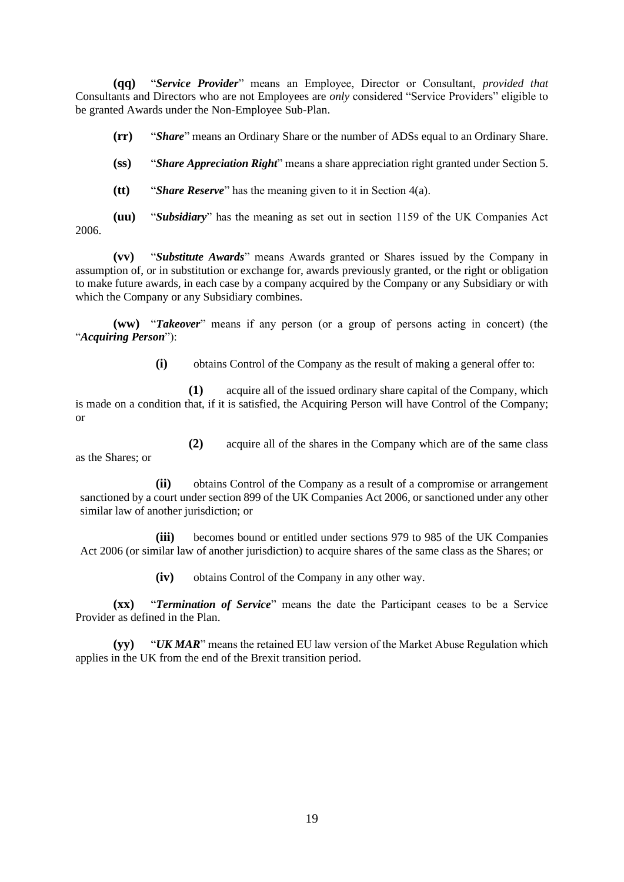**(qq)** "***Service Provider***" means an Employee, Director or Consultant, *provided that* Consultants and Directors who are not Employees are *only* considered "Service Providers" eligible to be granted Awards under the Non-Employee Sub-Plan.

**(rr)** "***Share***" means an Ordinary Share or the number of ADSs equal to an Ordinary Share.

**(ss)** "***Share Appreciation Right***" means a share appreciation right granted under Section 5.

**(tt)** "***Share Reserve***" has the meaning given to it in Section 4(a).

**(uu)** "***Subsidiary***" has the meaning as set out in section 1159 of the UK Companies Act 2006.

**(vv)** "***Substitute Awards***" means Awards granted or Shares issued by the Company in assumption of, or in substitution or exchange for, awards previously granted, or the right or obligation to make future awards, in each case by a company acquired by the Company or any Subsidiary or with which the Company or any Subsidiary combines.

**(ww)** "***Takeover***" means if any person (or a group of persons acting in concert) (the "***Acquiring Person***"):

**(i)** obtains Control of the Company as the result of making a general offer to:

**(1)** acquire all of the issued ordinary share capital of the Company, which is made on a condition that, if it is satisfied, the Acquiring Person will have Control of the Company; or

**(2)** acquire all of the shares in the Company which are of the same class as the Shares; or

**(ii)** obtains Control of the Company as a result of a compromise or arrangement sanctioned by a court under section 899 of the UK Companies Act 2006, or sanctioned under any other similar law of another jurisdiction; or

**(iii)** becomes bound or entitled under sections 979 to 985 of the UK Companies Act 2006 (or similar law of another jurisdiction) to acquire shares of the same class as the Shares; or

**(iv)** obtains Control of the Company in any other way.

**(xx)** "***Termination of Service***" means the date the Participant ceases to be a Service Provider as defined in the Plan.

**(yy)** "***UK MAR***" means the retained EU law version of the Market Abuse Regulation which applies in the UK from the end of the Brexit transition period.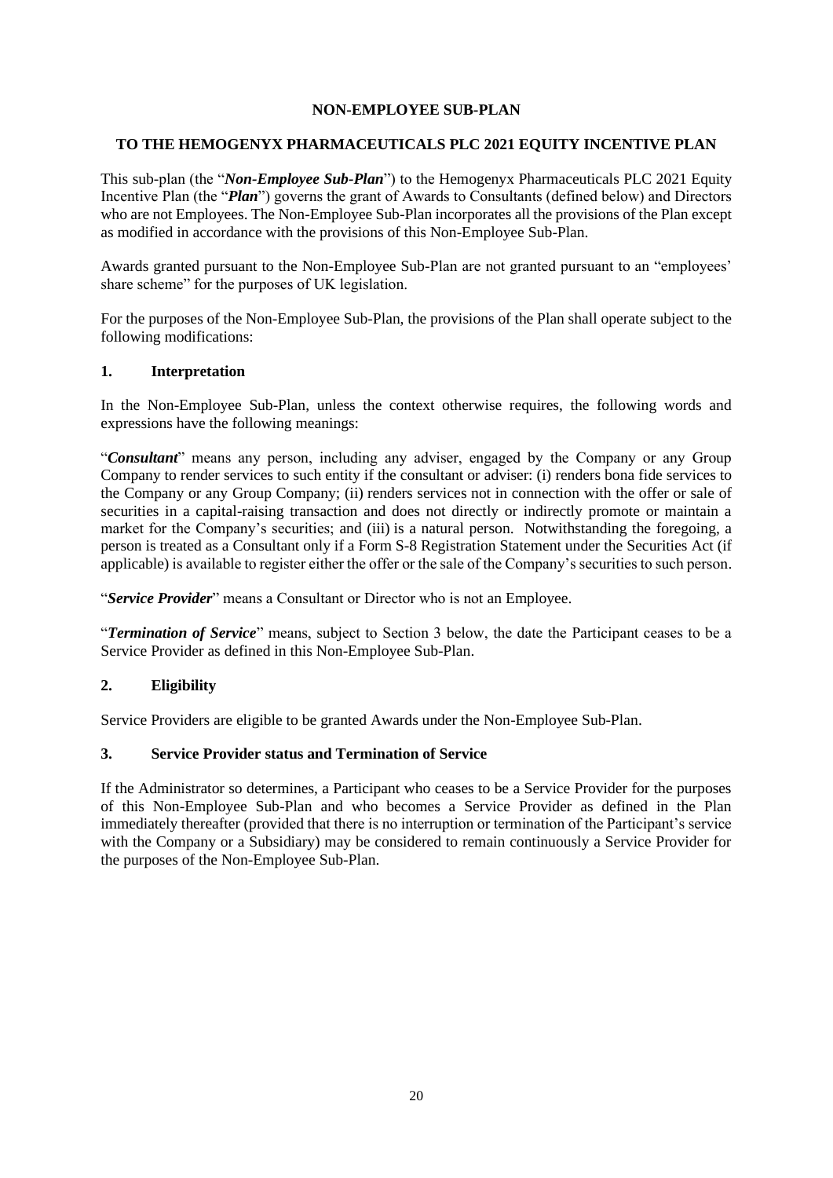**NON-EMPLOYEE SUB-PLAN**

**TO THE HEMOGENYX PHARMACEUTICALS PLC 2021 EQUITY INCENTIVE PLAN**

This sub-plan (the "***Non-Employee Sub-Plan***") to the Hemogenyx Pharmaceuticals PLC 2021 Equity Incentive Plan (the "***Plan***") governs the grant of Awards to Consultants (defined below) and Directors who are not Employees. The Non-Employee Sub-Plan incorporates all the provisions of the Plan except as modified in accordance with the provisions of this Non-Employee Sub-Plan.

Awards granted pursuant to the Non-Employee Sub-Plan are not granted pursuant to an "employees' share scheme" for the purposes of UK legislation.

For the purposes of the Non-Employee Sub-Plan, the provisions of the Plan shall operate subject to the following modifications:

## 1. Interpretation

In the Non-Employee Sub-Plan, unless the context otherwise requires, the following words and expressions have the following meanings:

"***Consultant***" means any person, including any adviser, engaged by the Company or any Group Company to render services to such entity if the consultant or adviser: (i) renders bona fide services to the Company or any Group Company; (ii) renders services not in connection with the offer or sale of securities in a capital-raising transaction and does not directly or indirectly promote or maintain a market for the Company's securities; and (iii) is a natural person. Notwithstanding the foregoing, a person is treated as a Consultant only if a Form S-8 Registration Statement under the Securities Act (if applicable) is available to register either the offer or the sale of the Company's securities to such person.

"***Service Provider***" means a Consultant or Director who is not an Employee.

"***Termination of Service***" means, subject to Section 3 below, the date the Participant ceases to be a Service Provider as defined in this Non-Employee Sub-Plan.

## 2. Eligibility

Service Providers are eligible to be granted Awards under the Non-Employee Sub-Plan.

## 3. Service Provider status and Termination of Service

If the Administrator so determines, a Participant who ceases to be a Service Provider for the purposes of this Non-Employee Sub-Plan and who becomes a Service Provider as defined in the Plan immediately thereafter (provided that there is no interruption or termination of the Participant's service with the Company or a Subsidiary) may be considered to remain continuously a Service Provider for the purposes of the Non-Employee Sub-Plan.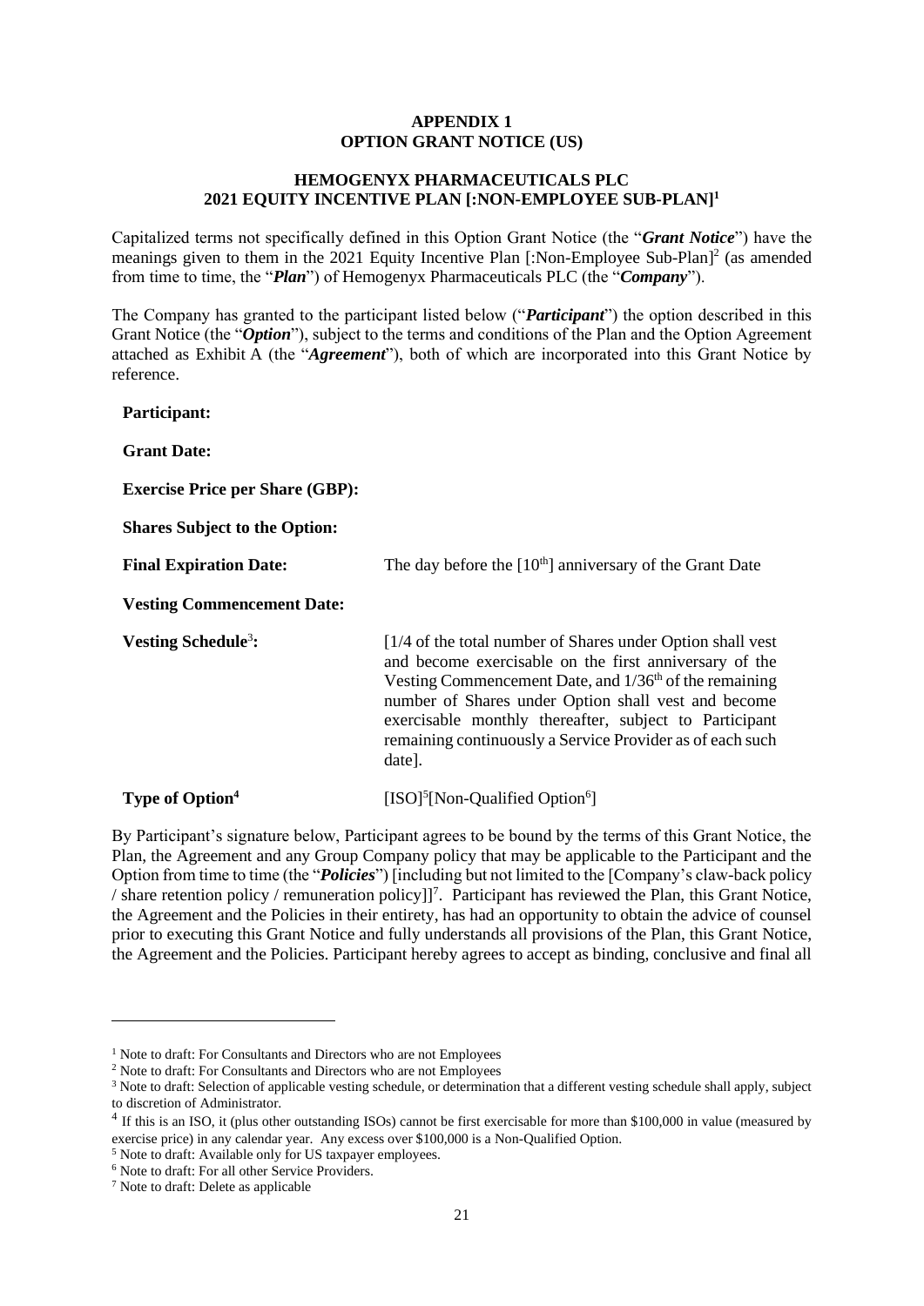**APPENDIX 1**
**OPTION GRANT NOTICE (US)**

**HEMOGENYX PHARMACEUTICALS PLC**
**2021 EQUITY INCENTIVE PLAN [:NON-EMPLOYEE SUB-PLAN][1]**

Capitalized terms not specifically defined in this Option Grant Notice (the "***Grant Notice***") have the meanings given to them in the 2021 Equity Incentive Plan [:Non-Employee Sub-Plan][2] (as amended from time to time, the "***Plan***") of Hemogenyx Pharmaceuticals PLC (the "***Company***").

The Company has granted to the participant listed below ("***Participant***") the option described in this Grant Notice (the "***Option***"), subject to the terms and conditions of the Plan and the Option Agreement attached as Exhibit A (the "***Agreement***"), both of which are incorporated into this Grant Notice by reference.

| | |
|---|---|
| **Participant:** | |
| **Grant Date:** | |
| **Exercise Price per Share (GBP):** | |
| **Shares Subject to the Option:** | |
| **Final Expiration Date:** | The day before the [10th] anniversary of the Grant Date |
| **Vesting Commencement Date:** | |
| **Vesting Schedule[3]:** | [1/4 of the total number of Shares under Option shall vest and become exercisable on the first anniversary of the Vesting Commencement Date, and 1/36th of the remaining number of Shares under Option shall vest and become exercisable monthly thereafter, subject to Participant remaining continuously a Service Provider as of each such date]. |
| **Type of Option[4]** | [ISO][5][Non-Qualified Option[6]] |

By Participant's signature below, Participant agrees to be bound by the terms of this Grant Notice, the Plan, the Agreement and any Group Company policy that may be applicable to the Participant and the Option from time to time (the "***Policies***") [including but not limited to the [Company's claw-back policy / share retention policy / remuneration policy]][7]. Participant has reviewed the Plan, this Grant Notice, the Agreement and the Policies in their entirety, has had an opportunity to obtain the advice of counsel prior to executing this Grant Notice and fully understands all provisions of the Plan, this Grant Notice, the Agreement and the Policies. Participant hereby agrees to accept as binding, conclusive and final all

---

[1] Note to draft: For Consultants and Directors who are not Employees

[2] Note to draft: For Consultants and Directors who are not Employees

[3] Note to draft: Selection of applicable vesting schedule, or determination that a different vesting schedule shall apply, subject to discretion of Administrator.

[4] If this is an ISO, it (plus other outstanding ISOs) cannot be first exercisable for more than $100,000 in value (measured by exercise price) in any calendar year. Any excess over $100,000 is a Non-Qualified Option.

[5] Note to draft: Available only for US taxpayer employees.

[6] Note to draft: For all other Service Providers.

[7] Note to draft: Delete as applicable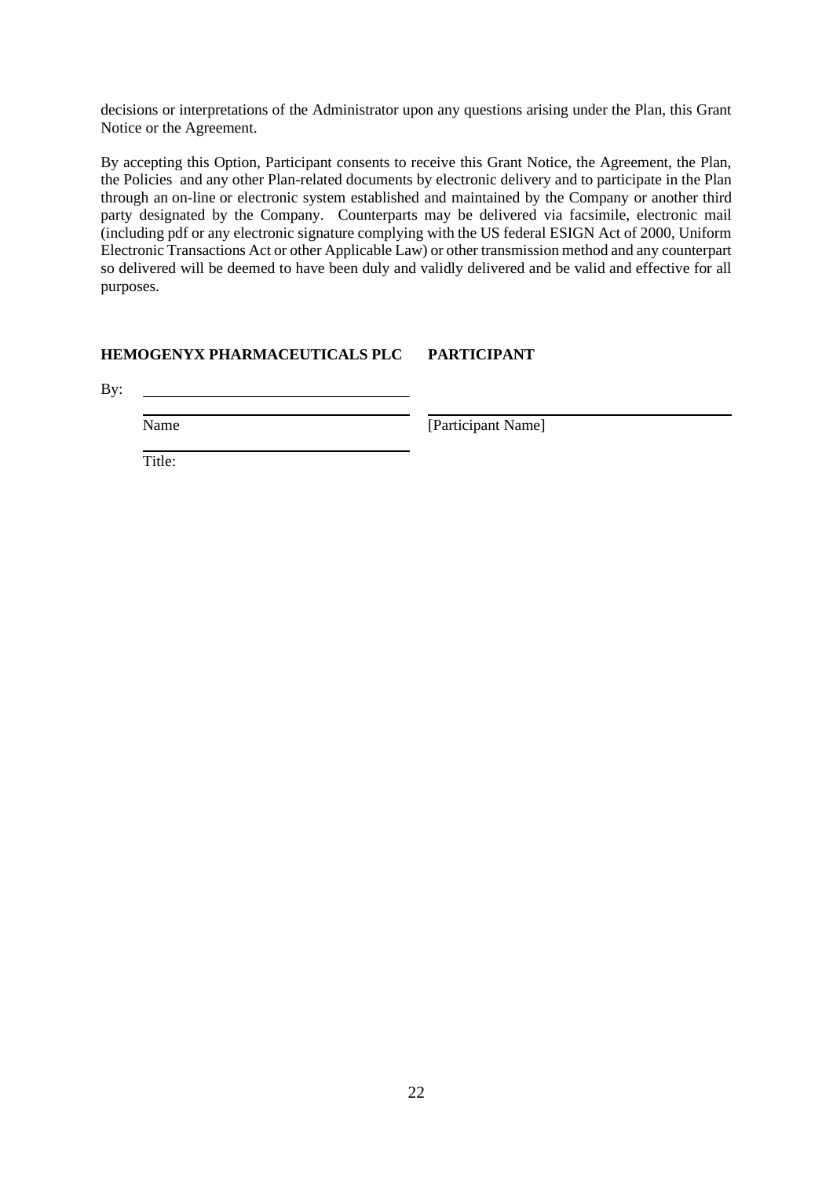decisions or interpretations of the Administrator upon any questions arising under the Plan, this Grant Notice or the Agreement.

By accepting this Option, Participant consents to receive this Grant Notice, the Agreement, the Plan, the Policies and any other Plan-related documents by electronic delivery and to participate in the Plan through an on-line or electronic system established and maintained by the Company or another third party designated by the Company. Counterparts may be delivered via facsimile, electronic mail (including pdf or any electronic signature complying with the US federal ESIGN Act of 2000, Uniform Electronic Transactions Act or other Applicable Law) or other transmission method and any counterpart so delivered will be deemed to have been duly and validly delivered and be valid and effective for all purposes.

| **HEMOGENYX PHARMACEUTICALS PLC** | **PARTICIPANT** |
|---|---|
| By: \_\_\_\_\_\_\_\_\_\_\_\_\_\_\_\_\_\_\_\_\_\_\_\_\_\_\_\_\_\_ | |
| \_\_\_\_\_\_\_\_\_\_\_\_\_\_\_\_\_\_\_\_\_\_\_\_\_\_\_\_\_\_ | \_\_\_\_\_\_\_\_\_\_\_\_\_\_\_\_\_\_\_\_\_\_\_\_\_\_\_\_\_\_ |
| Name | [Participant Name] |
| \_\_\_\_\_\_\_\_\_\_\_\_\_\_\_\_\_\_\_\_\_\_\_\_\_\_\_\_\_\_ | |
| Title: | |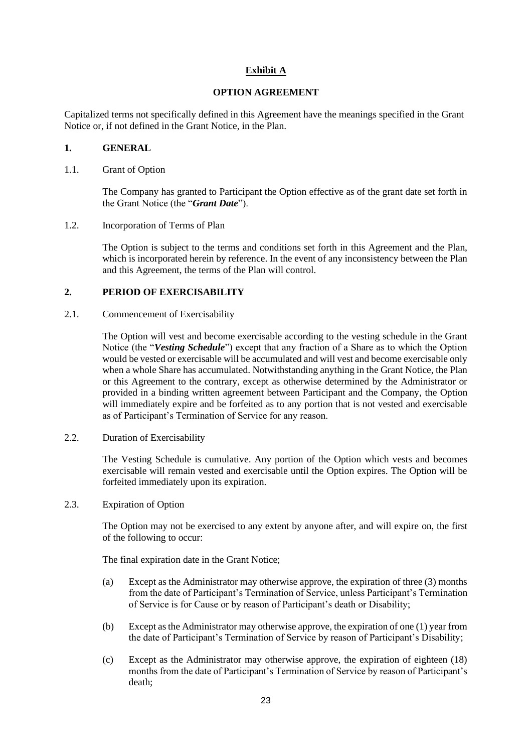# Exhibit A

## OPTION AGREEMENT

Capitalized terms not specifically defined in this Agreement have the meanings specified in the Grant Notice or, if not defined in the Grant Notice, in the Plan.

### 1. GENERAL

1.1. Grant of Option

The Company has granted to Participant the Option effective as of the grant date set forth in the Grant Notice (the "***Grant Date***").

1.2. Incorporation of Terms of Plan

The Option is subject to the terms and conditions set forth in this Agreement and the Plan, which is incorporated herein by reference. In the event of any inconsistency between the Plan and this Agreement, the terms of the Plan will control.

### 2. PERIOD OF EXERCISABILITY

2.1. Commencement of Exercisability

The Option will vest and become exercisable according to the vesting schedule in the Grant Notice (the "***Vesting Schedule***") except that any fraction of a Share as to which the Option would be vested or exercisable will be accumulated and will vest and become exercisable only when a whole Share has accumulated. Notwithstanding anything in the Grant Notice, the Plan or this Agreement to the contrary, except as otherwise determined by the Administrator or provided in a binding written agreement between Participant and the Company, the Option will immediately expire and be forfeited as to any portion that is not vested and exercisable as of Participant's Termination of Service for any reason.

2.2. Duration of Exercisability

The Vesting Schedule is cumulative. Any portion of the Option which vests and becomes exercisable will remain vested and exercisable until the Option expires. The Option will be forfeited immediately upon its expiration.

2.3. Expiration of Option

The Option may not be exercised to any extent by anyone after, and will expire on, the first of the following to occur:

The final expiration date in the Grant Notice;

(a) Except as the Administrator may otherwise approve, the expiration of three (3) months from the date of Participant's Termination of Service, unless Participant's Termination of Service is for Cause or by reason of Participant's death or Disability;

(b) Except as the Administrator may otherwise approve, the expiration of one (1) year from the date of Participant's Termination of Service by reason of Participant's Disability;

(c) Except as the Administrator may otherwise approve, the expiration of eighteen (18) months from the date of Participant's Termination of Service by reason of Participant's death;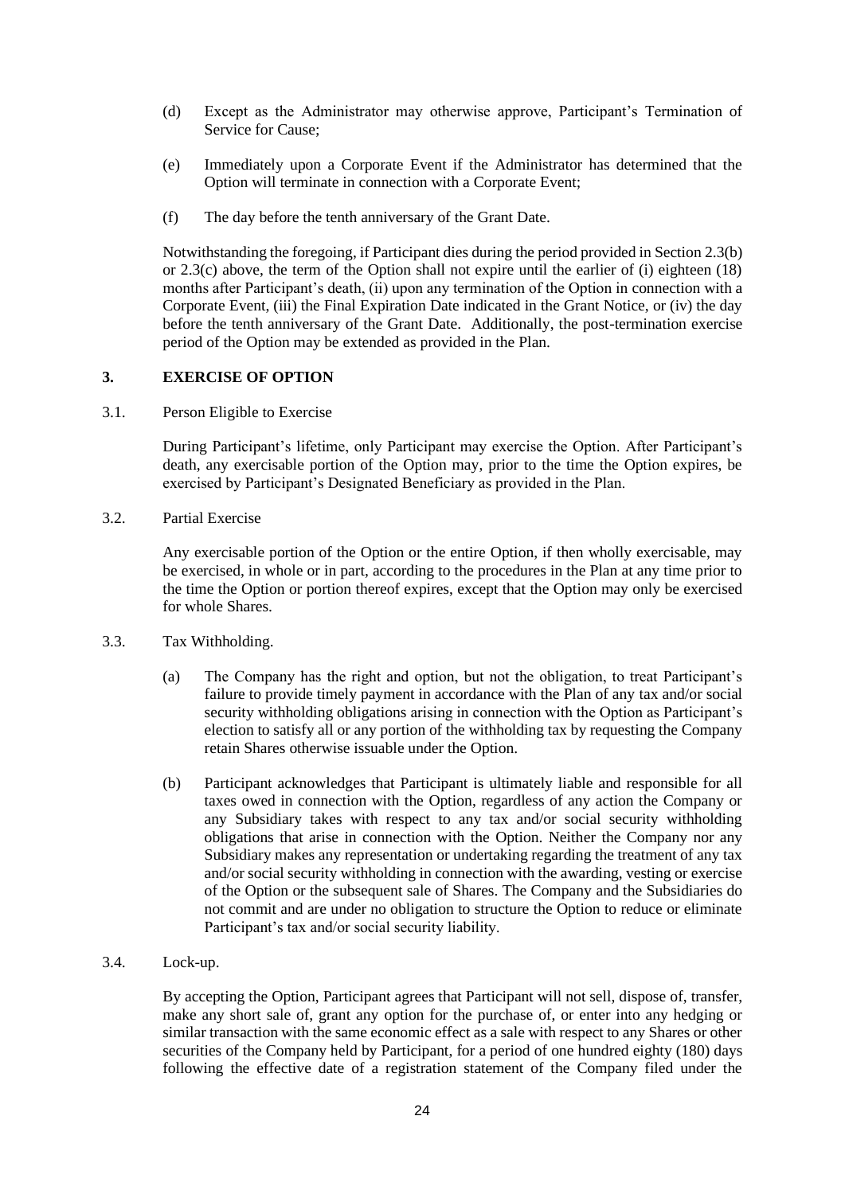(d) Except as the Administrator may otherwise approve, Participant's Termination of Service for Cause;

(e) Immediately upon a Corporate Event if the Administrator has determined that the Option will terminate in connection with a Corporate Event;

(f) The day before the tenth anniversary of the Grant Date.

Notwithstanding the foregoing, if Participant dies during the period provided in Section 2.3(b) or 2.3(c) above, the term of the Option shall not expire until the earlier of (i) eighteen (18) months after Participant's death, (ii) upon any termination of the Option in connection with a Corporate Event, (iii) the Final Expiration Date indicated in the Grant Notice, or (iv) the day before the tenth anniversary of the Grant Date. Additionally, the post-termination exercise period of the Option may be extended as provided in the Plan.

## 3. EXERCISE OF OPTION

3.1. Person Eligible to Exercise

During Participant's lifetime, only Participant may exercise the Option. After Participant's death, any exercisable portion of the Option may, prior to the time the Option expires, be exercised by Participant's Designated Beneficiary as provided in the Plan.

3.2. Partial Exercise

Any exercisable portion of the Option or the entire Option, if then wholly exercisable, may be exercised, in whole or in part, according to the procedures in the Plan at any time prior to the time the Option or portion thereof expires, except that the Option may only be exercised for whole Shares.

3.3. Tax Withholding.

(a) The Company has the right and option, but not the obligation, to treat Participant's failure to provide timely payment in accordance with the Plan of any tax and/or social security withholding obligations arising in connection with the Option as Participant's election to satisfy all or any portion of the withholding tax by requesting the Company retain Shares otherwise issuable under the Option.

(b) Participant acknowledges that Participant is ultimately liable and responsible for all taxes owed in connection with the Option, regardless of any action the Company or any Subsidiary takes with respect to any tax and/or social security withholding obligations that arise in connection with the Option. Neither the Company nor any Subsidiary makes any representation or undertaking regarding the treatment of any tax and/or social security withholding in connection with the awarding, vesting or exercise of the Option or the subsequent sale of Shares. The Company and the Subsidiaries do not commit and are under no obligation to structure the Option to reduce or eliminate Participant's tax and/or social security liability.

3.4. Lock-up.

By accepting the Option, Participant agrees that Participant will not sell, dispose of, transfer, make any short sale of, grant any option for the purchase of, or enter into any hedging or similar transaction with the same economic effect as a sale with respect to any Shares or other securities of the Company held by Participant, for a period of one hundred eighty (180) days following the effective date of a registration statement of the Company filed under the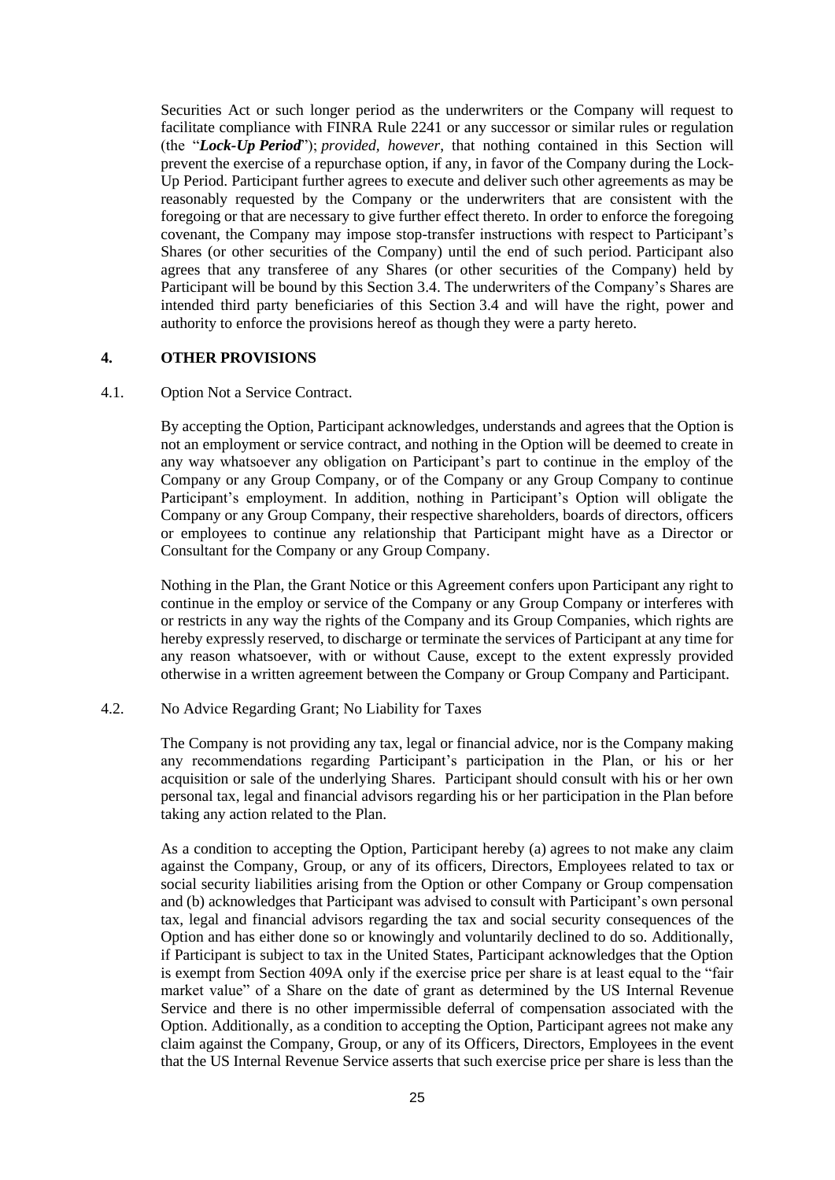Securities Act or such longer period as the underwriters or the Company will request to facilitate compliance with FINRA Rule 2241 or any successor or similar rules or regulation (the "***Lock-Up Period***"); *provided, however*, that nothing contained in this Section will prevent the exercise of a repurchase option, if any, in favor of the Company during the Lock-Up Period. Participant further agrees to execute and deliver such other agreements as may be reasonably requested by the Company or the underwriters that are consistent with the foregoing or that are necessary to give further effect thereto. In order to enforce the foregoing covenant, the Company may impose stop-transfer instructions with respect to Participant's Shares (or other securities of the Company) until the end of such period. Participant also agrees that any transferee of any Shares (or other securities of the Company) held by Participant will be bound by this Section 3.4. The underwriters of the Company's Shares are intended third party beneficiaries of this Section 3.4 and will have the right, power and authority to enforce the provisions hereof as though they were a party hereto.

## 4. OTHER PROVISIONS

4.1. Option Not a Service Contract.

By accepting the Option, Participant acknowledges, understands and agrees that the Option is not an employment or service contract, and nothing in the Option will be deemed to create in any way whatsoever any obligation on Participant's part to continue in the employ of the Company or any Group Company, or of the Company or any Group Company to continue Participant's employment. In addition, nothing in Participant's Option will obligate the Company or any Group Company, their respective shareholders, boards of directors, officers or employees to continue any relationship that Participant might have as a Director or Consultant for the Company or any Group Company.

Nothing in the Plan, the Grant Notice or this Agreement confers upon Participant any right to continue in the employ or service of the Company or any Group Company or interferes with or restricts in any way the rights of the Company and its Group Companies, which rights are hereby expressly reserved, to discharge or terminate the services of Participant at any time for any reason whatsoever, with or without Cause, except to the extent expressly provided otherwise in a written agreement between the Company or Group Company and Participant.

4.2. No Advice Regarding Grant; No Liability for Taxes

The Company is not providing any tax, legal or financial advice, nor is the Company making any recommendations regarding Participant's participation in the Plan, or his or her acquisition or sale of the underlying Shares. Participant should consult with his or her own personal tax, legal and financial advisors regarding his or her participation in the Plan before taking any action related to the Plan.

As a condition to accepting the Option, Participant hereby (a) agrees to not make any claim against the Company, Group, or any of its officers, Directors, Employees related to tax or social security liabilities arising from the Option or other Company or Group compensation and (b) acknowledges that Participant was advised to consult with Participant's own personal tax, legal and financial advisors regarding the tax and social security consequences of the Option and has either done so or knowingly and voluntarily declined to do so. Additionally, if Participant is subject to tax in the United States, Participant acknowledges that the Option is exempt from Section 409A only if the exercise price per share is at least equal to the "fair market value" of a Share on the date of grant as determined by the US Internal Revenue Service and there is no other impermissible deferral of compensation associated with the Option. Additionally, as a condition to accepting the Option, Participant agrees not make any claim against the Company, Group, or any of its Officers, Directors, Employees in the event that the US Internal Revenue Service asserts that such exercise price per share is less than the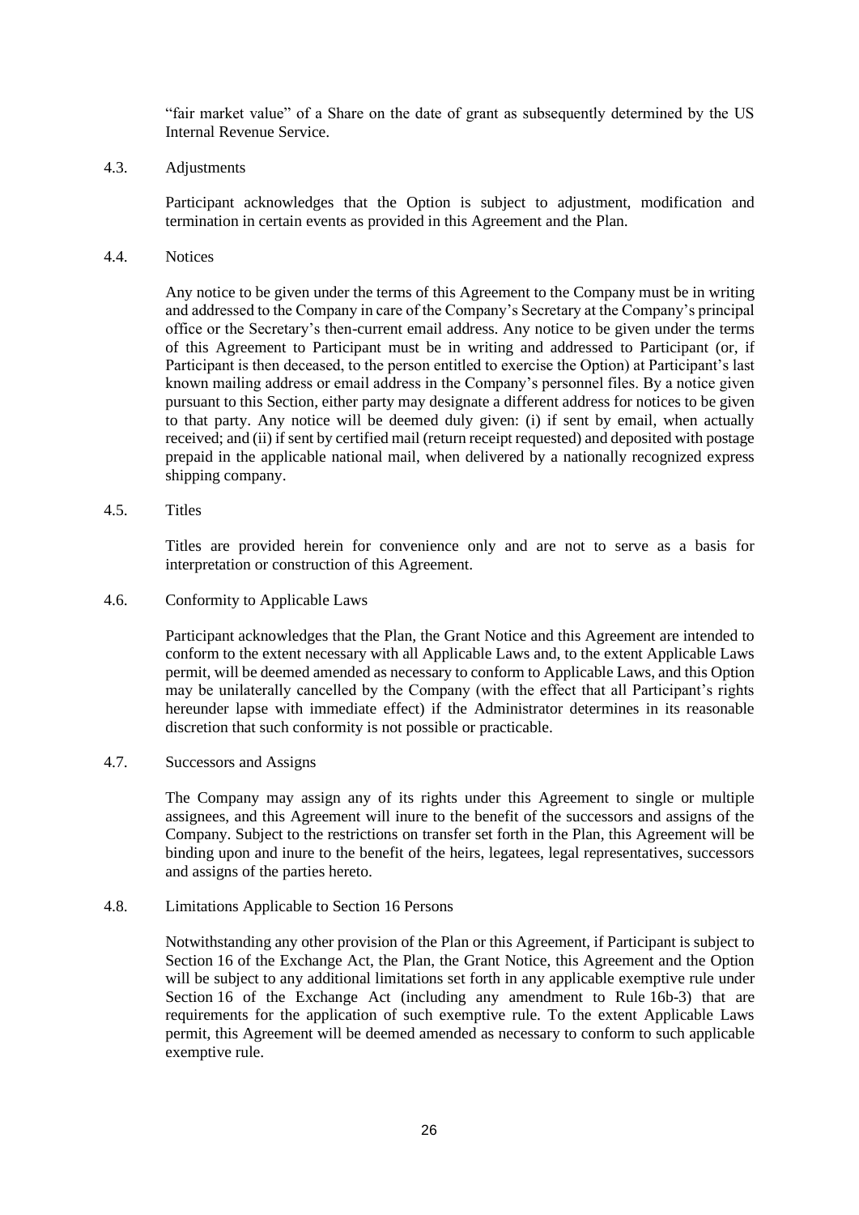"fair market value" of a Share on the date of grant as subsequently determined by the US Internal Revenue Service.

4.3. Adjustments

Participant acknowledges that the Option is subject to adjustment, modification and termination in certain events as provided in this Agreement and the Plan.

4.4. Notices

Any notice to be given under the terms of this Agreement to the Company must be in writing and addressed to the Company in care of the Company's Secretary at the Company's principal office or the Secretary's then-current email address. Any notice to be given under the terms of this Agreement to Participant must be in writing and addressed to Participant (or, if Participant is then deceased, to the person entitled to exercise the Option) at Participant's last known mailing address or email address in the Company's personnel files. By a notice given pursuant to this Section, either party may designate a different address for notices to be given to that party. Any notice will be deemed duly given: (i) if sent by email, when actually received; and (ii) if sent by certified mail (return receipt requested) and deposited with postage prepaid in the applicable national mail, when delivered by a nationally recognized express shipping company.

4.5. Titles

Titles are provided herein for convenience only and are not to serve as a basis for interpretation or construction of this Agreement.

4.6. Conformity to Applicable Laws

Participant acknowledges that the Plan, the Grant Notice and this Agreement are intended to conform to the extent necessary with all Applicable Laws and, to the extent Applicable Laws permit, will be deemed amended as necessary to conform to Applicable Laws, and this Option may be unilaterally cancelled by the Company (with the effect that all Participant's rights hereunder lapse with immediate effect) if the Administrator determines in its reasonable discretion that such conformity is not possible or practicable.

4.7. Successors and Assigns

The Company may assign any of its rights under this Agreement to single or multiple assignees, and this Agreement will inure to the benefit of the successors and assigns of the Company. Subject to the restrictions on transfer set forth in the Plan, this Agreement will be binding upon and inure to the benefit of the heirs, legatees, legal representatives, successors and assigns of the parties hereto.

4.8. Limitations Applicable to Section 16 Persons

Notwithstanding any other provision of the Plan or this Agreement, if Participant is subject to Section 16 of the Exchange Act, the Plan, the Grant Notice, this Agreement and the Option will be subject to any additional limitations set forth in any applicable exemptive rule under Section 16 of the Exchange Act (including any amendment to Rule 16b-3) that are requirements for the application of such exemptive rule. To the extent Applicable Laws permit, this Agreement will be deemed amended as necessary to conform to such applicable exemptive rule.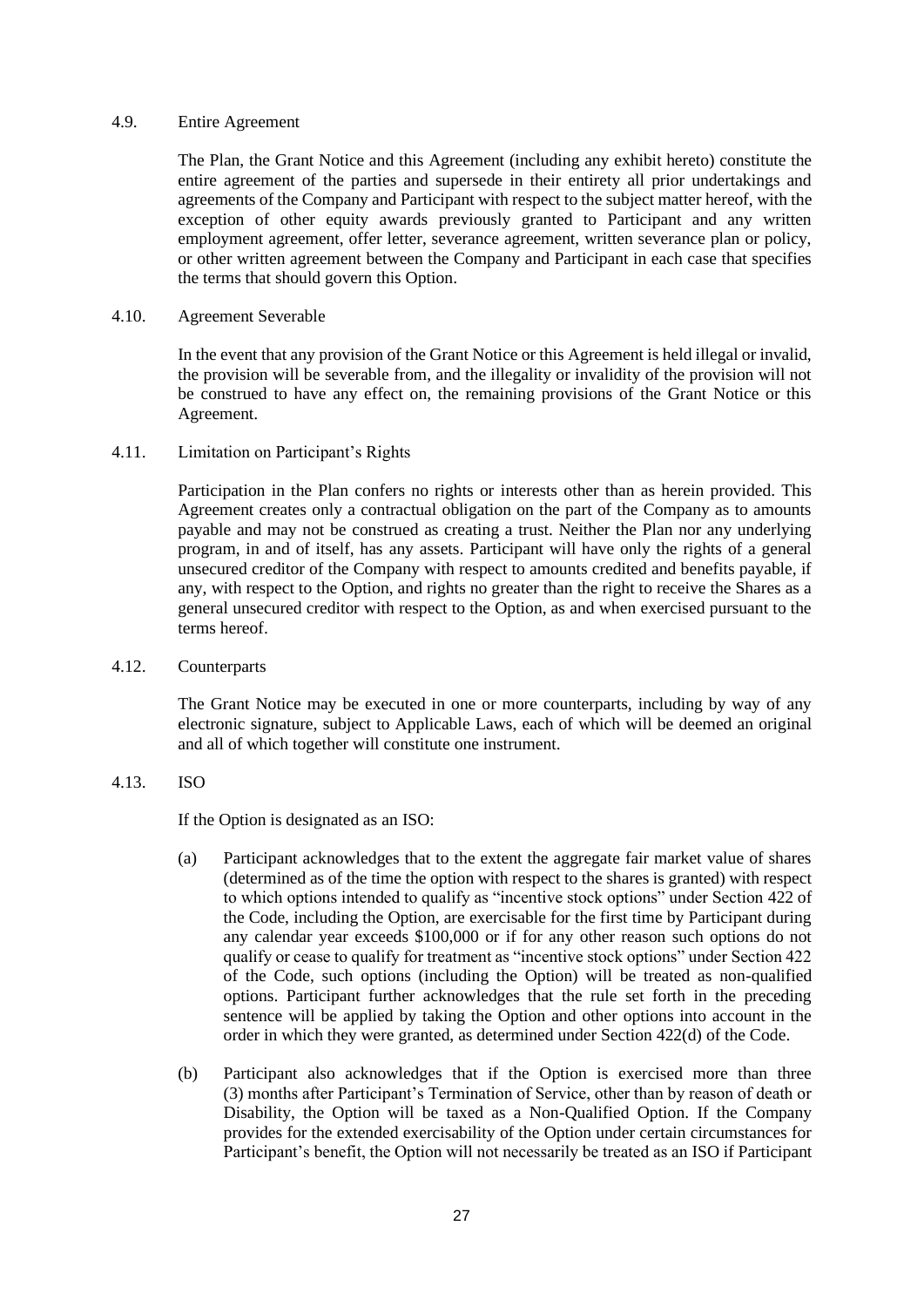### 4.9. Entire Agreement

The Plan, the Grant Notice and this Agreement (including any exhibit hereto) constitute the entire agreement of the parties and supersede in their entirety all prior undertakings and agreements of the Company and Participant with respect to the subject matter hereof, with the exception of other equity awards previously granted to Participant and any written employment agreement, offer letter, severance agreement, written severance plan or policy, or other written agreement between the Company and Participant in each case that specifies the terms that should govern this Option.

### 4.10. Agreement Severable

In the event that any provision of the Grant Notice or this Agreement is held illegal or invalid, the provision will be severable from, and the illegality or invalidity of the provision will not be construed to have any effect on, the remaining provisions of the Grant Notice or this Agreement.

### 4.11. Limitation on Participant's Rights

Participation in the Plan confers no rights or interests other than as herein provided. This Agreement creates only a contractual obligation on the part of the Company as to amounts payable and may not be construed as creating a trust. Neither the Plan nor any underlying program, in and of itself, has any assets. Participant will have only the rights of a general unsecured creditor of the Company with respect to amounts credited and benefits payable, if any, with respect to the Option, and rights no greater than the right to receive the Shares as a general unsecured creditor with respect to the Option, as and when exercised pursuant to the terms hereof.

### 4.12. Counterparts

The Grant Notice may be executed in one or more counterparts, including by way of any electronic signature, subject to Applicable Laws, each of which will be deemed an original and all of which together will constitute one instrument.

### 4.13. ISO

If the Option is designated as an ISO:

(a) Participant acknowledges that to the extent the aggregate fair market value of shares (determined as of the time the option with respect to the shares is granted) with respect to which options intended to qualify as "incentive stock options" under Section 422 of the Code, including the Option, are exercisable for the first time by Participant during any calendar year exceeds $100,000 or if for any other reason such options do not qualify or cease to qualify for treatment as "incentive stock options" under Section 422 of the Code, such options (including the Option) will be treated as non-qualified options. Participant further acknowledges that the rule set forth in the preceding sentence will be applied by taking the Option and other options into account in the order in which they were granted, as determined under Section 422(d) of the Code.

(b) Participant also acknowledges that if the Option is exercised more than three (3) months after Participant's Termination of Service, other than by reason of death or Disability, the Option will be taxed as a Non-Qualified Option. If the Company provides for the extended exercisability of the Option under certain circumstances for Participant's benefit, the Option will not necessarily be treated as an ISO if Participant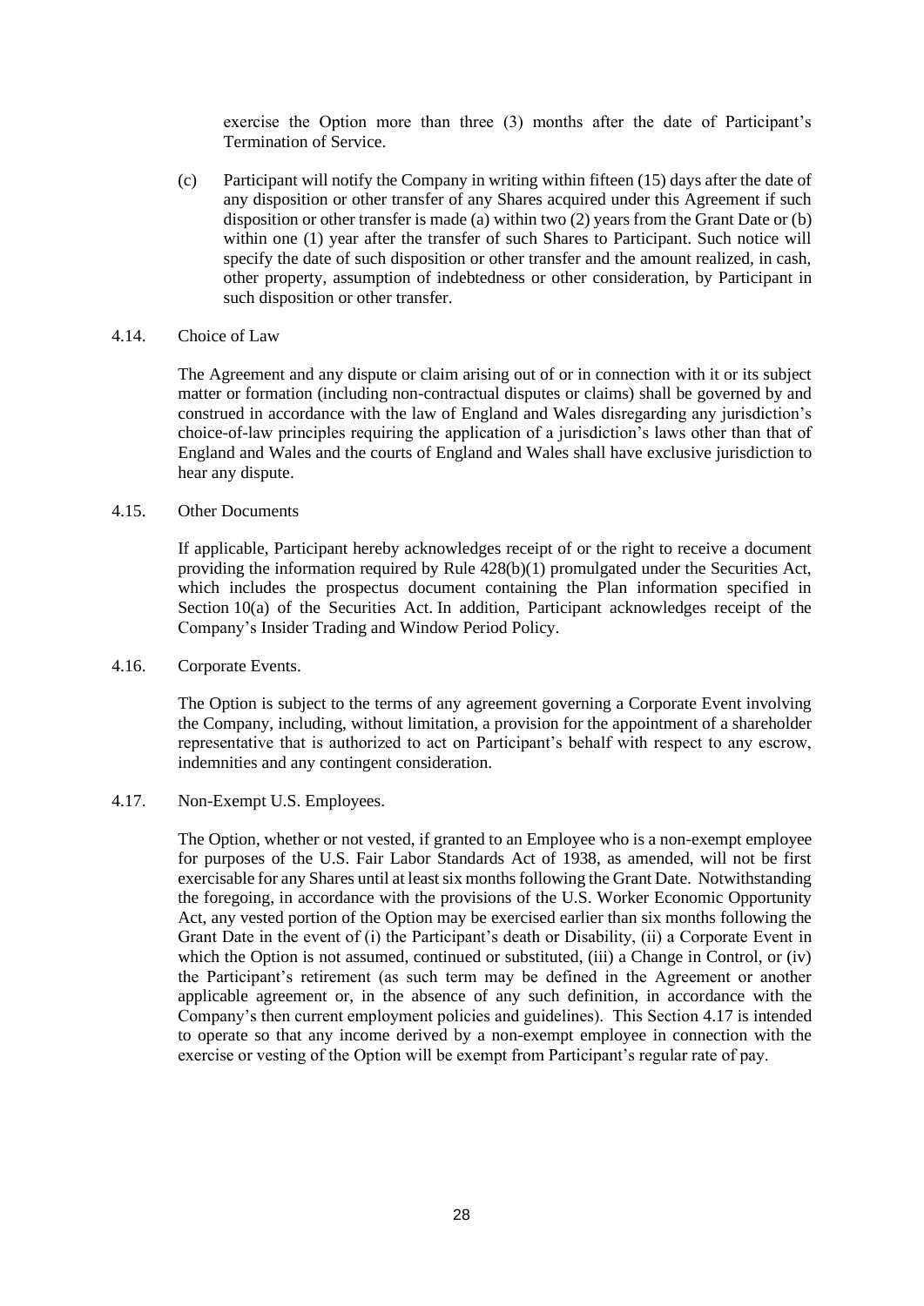exercise the Option more than three (3) months after the date of Participant's Termination of Service.

(c) Participant will notify the Company in writing within fifteen (15) days after the date of any disposition or other transfer of any Shares acquired under this Agreement if such disposition or other transfer is made (a) within two (2) years from the Grant Date or (b) within one (1) year after the transfer of such Shares to Participant. Such notice will specify the date of such disposition or other transfer and the amount realized, in cash, other property, assumption of indebtedness or other consideration, by Participant in such disposition or other transfer.

4.14. Choice of Law

The Agreement and any dispute or claim arising out of or in connection with it or its subject matter or formation (including non-contractual disputes or claims) shall be governed by and construed in accordance with the law of England and Wales disregarding any jurisdiction's choice-of-law principles requiring the application of a jurisdiction's laws other than that of England and Wales and the courts of England and Wales shall have exclusive jurisdiction to hear any dispute.

4.15. Other Documents

If applicable, Participant hereby acknowledges receipt of or the right to receive a document providing the information required by Rule 428(b)(1) promulgated under the Securities Act, which includes the prospectus document containing the Plan information specified in Section 10(a) of the Securities Act. In addition, Participant acknowledges receipt of the Company's Insider Trading and Window Period Policy.

4.16. Corporate Events.

The Option is subject to the terms of any agreement governing a Corporate Event involving the Company, including, without limitation, a provision for the appointment of a shareholder representative that is authorized to act on Participant's behalf with respect to any escrow, indemnities and any contingent consideration.

4.17. Non-Exempt U.S. Employees.

The Option, whether or not vested, if granted to an Employee who is a non-exempt employee for purposes of the U.S. Fair Labor Standards Act of 1938, as amended, will not be first exercisable for any Shares until at least six months following the Grant Date. Notwithstanding the foregoing, in accordance with the provisions of the U.S. Worker Economic Opportunity Act, any vested portion of the Option may be exercised earlier than six months following the Grant Date in the event of (i) the Participant's death or Disability, (ii) a Corporate Event in which the Option is not assumed, continued or substituted, (iii) a Change in Control, or (iv) the Participant's retirement (as such term may be defined in the Agreement or another applicable agreement or, in the absence of any such definition, in accordance with the Company's then current employment policies and guidelines). This Section 4.17 is intended to operate so that any income derived by a non-exempt employee in connection with the exercise or vesting of the Option will be exempt from Participant's regular rate of pay.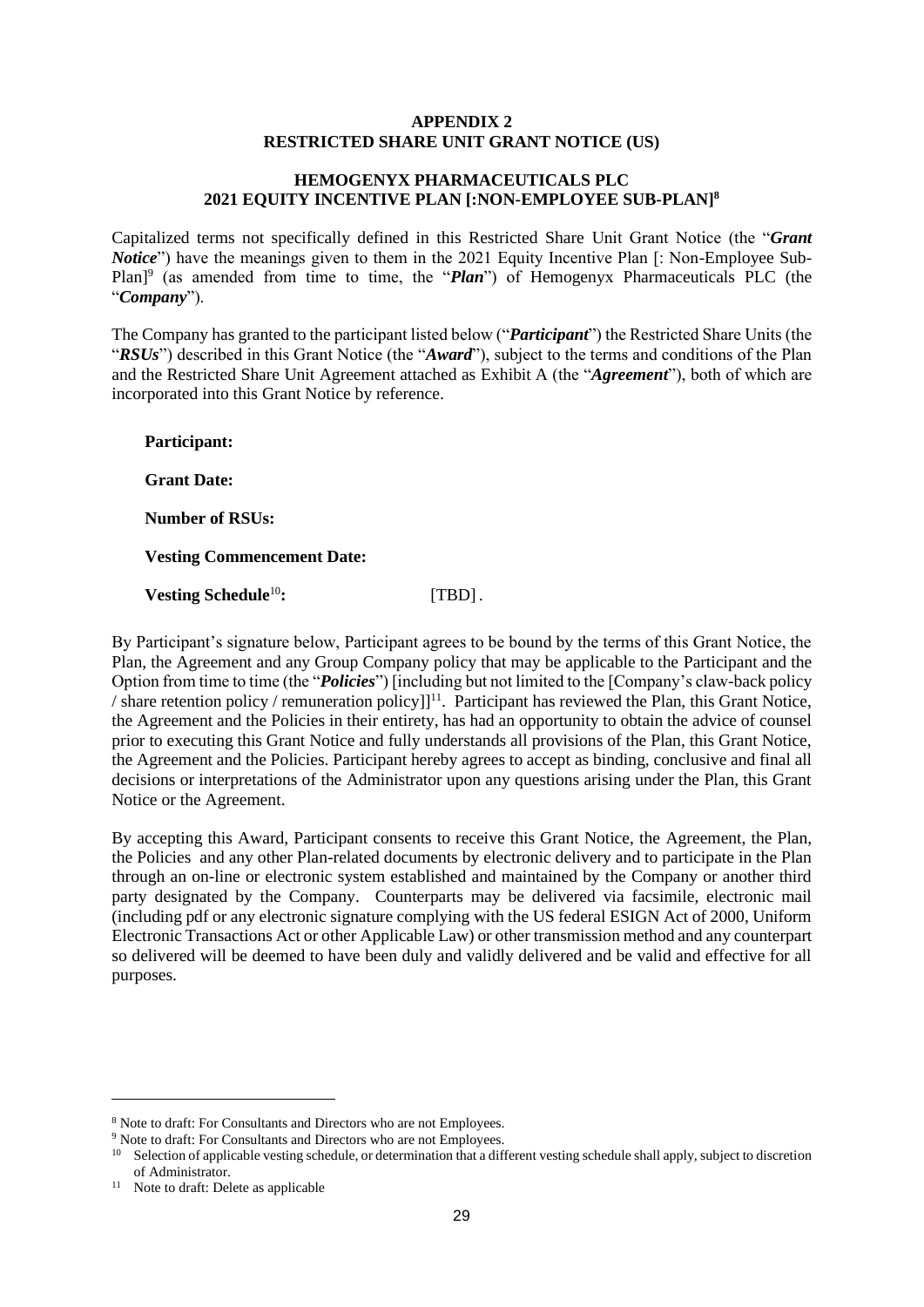**APPENDIX 2**
**RESTRICTED SHARE UNIT GRANT NOTICE (US)**

**HEMOGENYX PHARMACEUTICALS PLC**
**2021 EQUITY INCENTIVE PLAN [:NON-EMPLOYEE SUB-PLAN][8]**

Capitalized terms not specifically defined in this Restricted Share Unit Grant Notice (the "***Grant Notice***") have the meanings given to them in the 2021 Equity Incentive Plan [: Non-Employee Sub-Plan][9] (as amended from time to time, the "***Plan***") of Hemogenyx Pharmaceuticals PLC (the "***Company***").

The Company has granted to the participant listed below ("***Participant***") the Restricted Share Units (the "***RSUs***") described in this Grant Notice (the "***Award***"), subject to the terms and conditions of the Plan and the Restricted Share Unit Agreement attached as Exhibit A (the "***Agreement***"), both of which are incorporated into this Grant Notice by reference.

**Participant:**

**Grant Date:**

**Number of RSUs:**

**Vesting Commencement Date:**

**Vesting Schedule**[10]**:** [TBD] .

By Participant's signature below, Participant agrees to be bound by the terms of this Grant Notice, the Plan, the Agreement and any Group Company policy that may be applicable to the Participant and the Option from time to time (the "***Policies***") [including but not limited to the [Company's claw-back policy / share retention policy / remuneration policy]][11]. Participant has reviewed the Plan, this Grant Notice, the Agreement and the Policies in their entirety, has had an opportunity to obtain the advice of counsel prior to executing this Grant Notice and fully understands all provisions of the Plan, this Grant Notice, the Agreement and the Policies. Participant hereby agrees to accept as binding, conclusive and final all decisions or interpretations of the Administrator upon any questions arising under the Plan, this Grant Notice or the Agreement.

By accepting this Award, Participant consents to receive this Grant Notice, the Agreement, the Plan, the Policies and any other Plan-related documents by electronic delivery and to participate in the Plan through an on-line or electronic system established and maintained by the Company or another third party designated by the Company. Counterparts may be delivered via facsimile, electronic mail (including pdf or any electronic signature complying with the US federal ESIGN Act of 2000, Uniform Electronic Transactions Act or other Applicable Law) or other transmission method and any counterpart so delivered will be deemed to have been duly and validly delivered and be valid and effective for all purposes.

---

[8] Note to draft: For Consultants and Directors who are not Employees.

[9] Note to draft: For Consultants and Directors who are not Employees.

[10] Selection of applicable vesting schedule, or determination that a different vesting schedule shall apply, subject to discretion of Administrator.

[11] Note to draft: Delete as applicable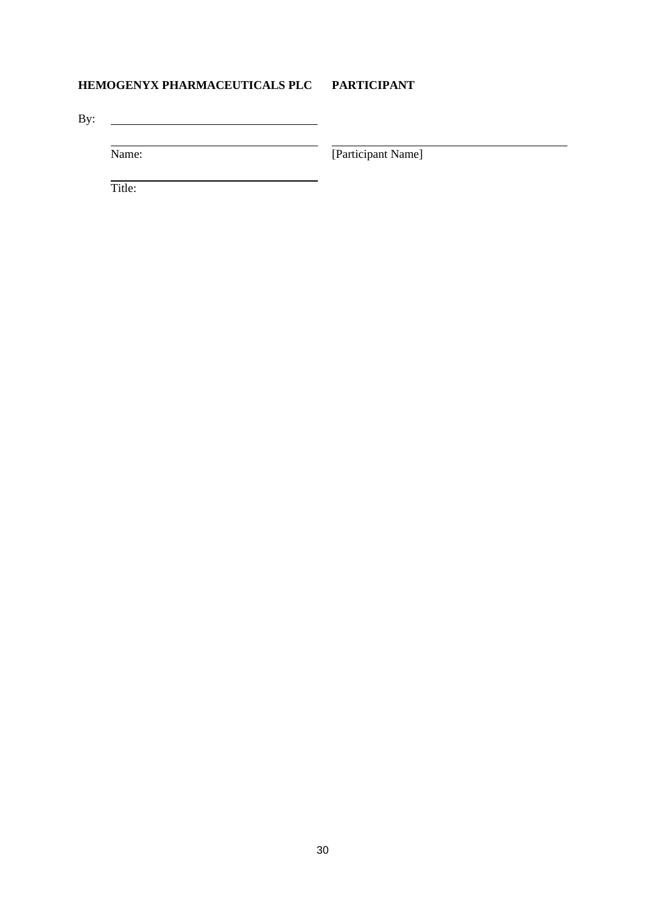| **HEMOGENYX PHARMACEUTICALS PLC** | **PARTICIPANT** |
| --- | --- |
| By: ______________________________ | |
| Name: ______________________________ | [Participant Name] ______________________________ |
| Title: ______________________________ | |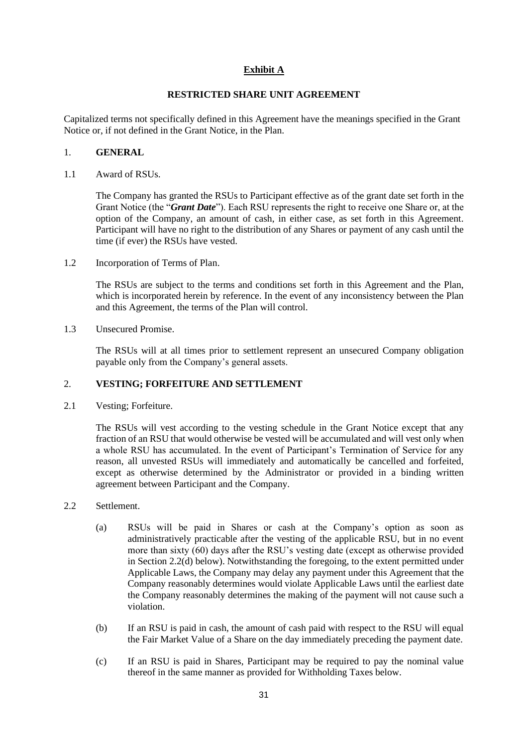# Exhibit A

## RESTRICTED SHARE UNIT AGREEMENT

Capitalized terms not specifically defined in this Agreement have the meanings specified in the Grant Notice or, if not defined in the Grant Notice, in the Plan.

### 1. GENERAL

1.1 Award of RSUs.

The Company has granted the RSUs to Participant effective as of the grant date set forth in the Grant Notice (the "***Grant Date***"). Each RSU represents the right to receive one Share or, at the option of the Company, an amount of cash, in either case, as set forth in this Agreement. Participant will have no right to the distribution of any Shares or payment of any cash until the time (if ever) the RSUs have vested.

1.2 Incorporation of Terms of Plan.

The RSUs are subject to the terms and conditions set forth in this Agreement and the Plan, which is incorporated herein by reference. In the event of any inconsistency between the Plan and this Agreement, the terms of the Plan will control.

1.3 Unsecured Promise.

The RSUs will at all times prior to settlement represent an unsecured Company obligation payable only from the Company's general assets.

### 2. VESTING; FORFEITURE AND SETTLEMENT

2.1 Vesting; Forfeiture.

The RSUs will vest according to the vesting schedule in the Grant Notice except that any fraction of an RSU that would otherwise be vested will be accumulated and will vest only when a whole RSU has accumulated. In the event of Participant's Termination of Service for any reason, all unvested RSUs will immediately and automatically be cancelled and forfeited, except as otherwise determined by the Administrator or provided in a binding written agreement between Participant and the Company.

2.2 Settlement.

(a) RSUs will be paid in Shares or cash at the Company's option as soon as administratively practicable after the vesting of the applicable RSU, but in no event more than sixty (60) days after the RSU's vesting date (except as otherwise provided in Section 2.2(d) below). Notwithstanding the foregoing, to the extent permitted under Applicable Laws, the Company may delay any payment under this Agreement that the Company reasonably determines would violate Applicable Laws until the earliest date the Company reasonably determines the making of the payment will not cause such a violation.

(b) If an RSU is paid in cash, the amount of cash paid with respect to the RSU will equal the Fair Market Value of a Share on the day immediately preceding the payment date.

(c) If an RSU is paid in Shares, Participant may be required to pay the nominal value thereof in the same manner as provided for Withholding Taxes below.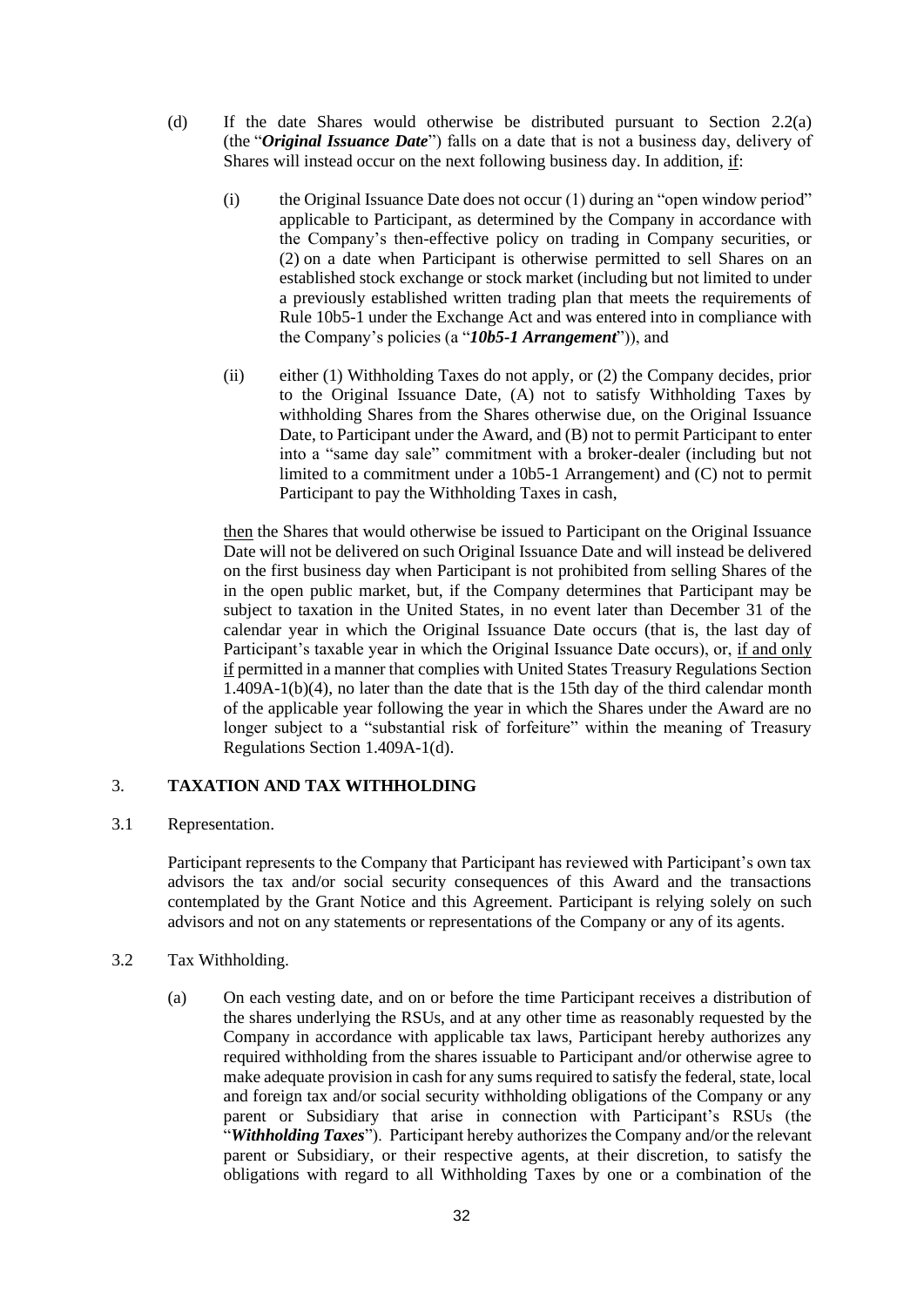(d) If the date Shares would otherwise be distributed pursuant to Section 2.2(a) (the "***Original Issuance Date***") falls on a date that is not a business day, delivery of Shares will instead occur on the next following business day. In addition, if:

(i) the Original Issuance Date does not occur (1) during an "open window period" applicable to Participant, as determined by the Company in accordance with the Company's then-effective policy on trading in Company securities, or (2) on a date when Participant is otherwise permitted to sell Shares on an established stock exchange or stock market (including but not limited to under a previously established written trading plan that meets the requirements of Rule 10b5-1 under the Exchange Act and was entered into in compliance with the Company's policies (a "***10b5-1 Arrangement***")), and

(ii) either (1) Withholding Taxes do not apply, or (2) the Company decides, prior to the Original Issuance Date, (A) not to satisfy Withholding Taxes by withholding Shares from the Shares otherwise due, on the Original Issuance Date, to Participant under the Award, and (B) not to permit Participant to enter into a "same day sale" commitment with a broker-dealer (including but not limited to a commitment under a 10b5-1 Arrangement) and (C) not to permit Participant to pay the Withholding Taxes in cash,

then the Shares that would otherwise be issued to Participant on the Original Issuance Date will not be delivered on such Original Issuance Date and will instead be delivered on the first business day when Participant is not prohibited from selling Shares of the in the open public market, but, if the Company determines that Participant may be subject to taxation in the United States, in no event later than December 31 of the calendar year in which the Original Issuance Date occurs (that is, the last day of Participant's taxable year in which the Original Issuance Date occurs), or, if and only if permitted in a manner that complies with United States Treasury Regulations Section 1.409A-1(b)(4), no later than the date that is the 15th day of the third calendar month of the applicable year following the year in which the Shares under the Award are no longer subject to a "substantial risk of forfeiture" within the meaning of Treasury Regulations Section 1.409A-1(d).

## 3. TAXATION AND TAX WITHHOLDING

3.1 Representation.

Participant represents to the Company that Participant has reviewed with Participant's own tax advisors the tax and/or social security consequences of this Award and the transactions contemplated by the Grant Notice and this Agreement. Participant is relying solely on such advisors and not on any statements or representations of the Company or any of its agents.

3.2 Tax Withholding.

(a) On each vesting date, and on or before the time Participant receives a distribution of the shares underlying the RSUs, and at any other time as reasonably requested by the Company in accordance with applicable tax laws, Participant hereby authorizes any required withholding from the shares issuable to Participant and/or otherwise agree to make adequate provision in cash for any sums required to satisfy the federal, state, local and foreign tax and/or social security withholding obligations of the Company or any parent or Subsidiary that arise in connection with Participant's RSUs (the "***Withholding Taxes***"). Participant hereby authorizes the Company and/or the relevant parent or Subsidiary, or their respective agents, at their discretion, to satisfy the obligations with regard to all Withholding Taxes by one or a combination of the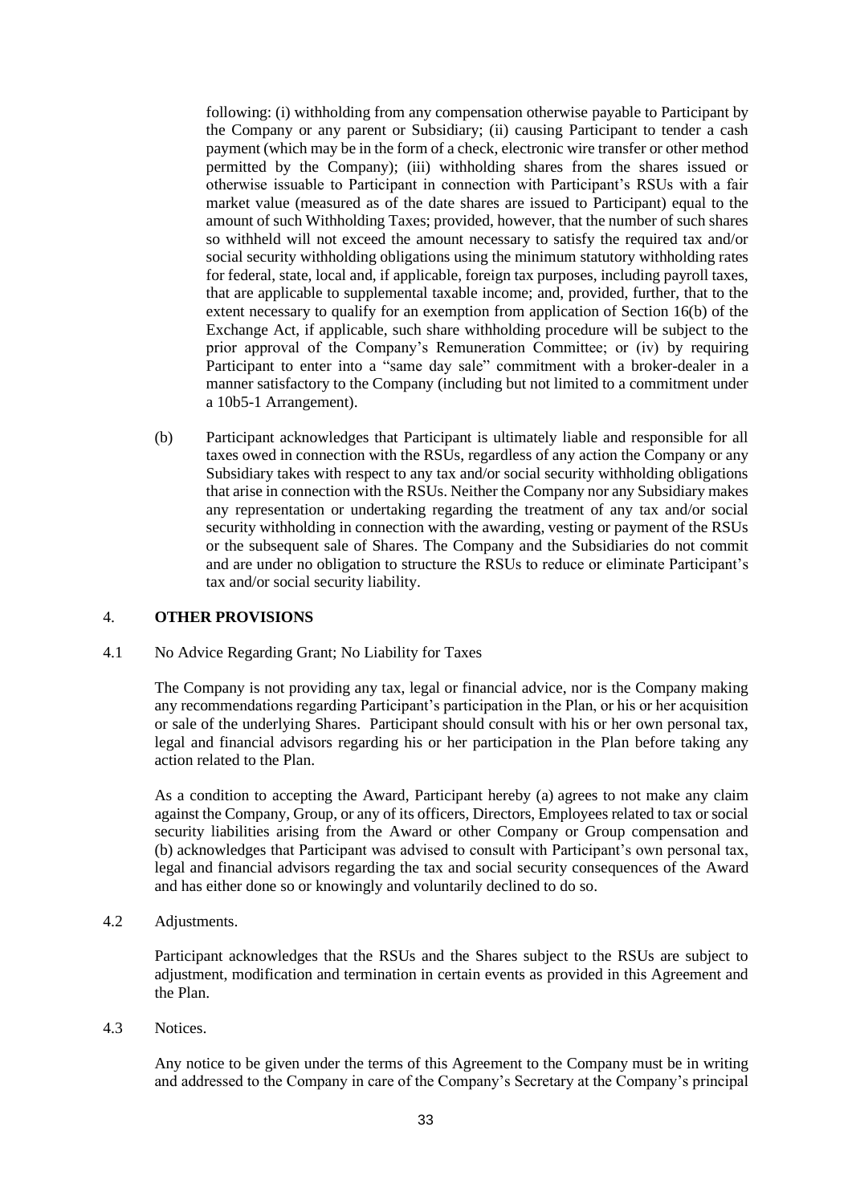following: (i) withholding from any compensation otherwise payable to Participant by the Company or any parent or Subsidiary; (ii) causing Participant to tender a cash payment (which may be in the form of a check, electronic wire transfer or other method permitted by the Company); (iii) withholding shares from the shares issued or otherwise issuable to Participant in connection with Participant's RSUs with a fair market value (measured as of the date shares are issued to Participant) equal to the amount of such Withholding Taxes; provided, however, that the number of such shares so withheld will not exceed the amount necessary to satisfy the required tax and/or social security withholding obligations using the minimum statutory withholding rates for federal, state, local and, if applicable, foreign tax purposes, including payroll taxes, that are applicable to supplemental taxable income; and, provided, further, that to the extent necessary to qualify for an exemption from application of Section 16(b) of the Exchange Act, if applicable, such share withholding procedure will be subject to the prior approval of the Company's Remuneration Committee; or (iv) by requiring Participant to enter into a "same day sale" commitment with a broker-dealer in a manner satisfactory to the Company (including but not limited to a commitment under a 10b5-1 Arrangement).

(b) Participant acknowledges that Participant is ultimately liable and responsible for all taxes owed in connection with the RSUs, regardless of any action the Company or any Subsidiary takes with respect to any tax and/or social security withholding obligations that arise in connection with the RSUs. Neither the Company nor any Subsidiary makes any representation or undertaking regarding the treatment of any tax and/or social security withholding in connection with the awarding, vesting or payment of the RSUs or the subsequent sale of Shares. The Company and the Subsidiaries do not commit and are under no obligation to structure the RSUs to reduce or eliminate Participant's tax and/or social security liability.

## 4. **OTHER PROVISIONS**

4.1 No Advice Regarding Grant; No Liability for Taxes

The Company is not providing any tax, legal or financial advice, nor is the Company making any recommendations regarding Participant's participation in the Plan, or his or her acquisition or sale of the underlying Shares. Participant should consult with his or her own personal tax, legal and financial advisors regarding his or her participation in the Plan before taking any action related to the Plan.

As a condition to accepting the Award, Participant hereby (a) agrees to not make any claim against the Company, Group, or any of its officers, Directors, Employees related to tax or social security liabilities arising from the Award or other Company or Group compensation and (b) acknowledges that Participant was advised to consult with Participant's own personal tax, legal and financial advisors regarding the tax and social security consequences of the Award and has either done so or knowingly and voluntarily declined to do so.

4.2 Adjustments.

Participant acknowledges that the RSUs and the Shares subject to the RSUs are subject to adjustment, modification and termination in certain events as provided in this Agreement and the Plan.

4.3 Notices.

Any notice to be given under the terms of this Agreement to the Company must be in writing and addressed to the Company in care of the Company's Secretary at the Company's principal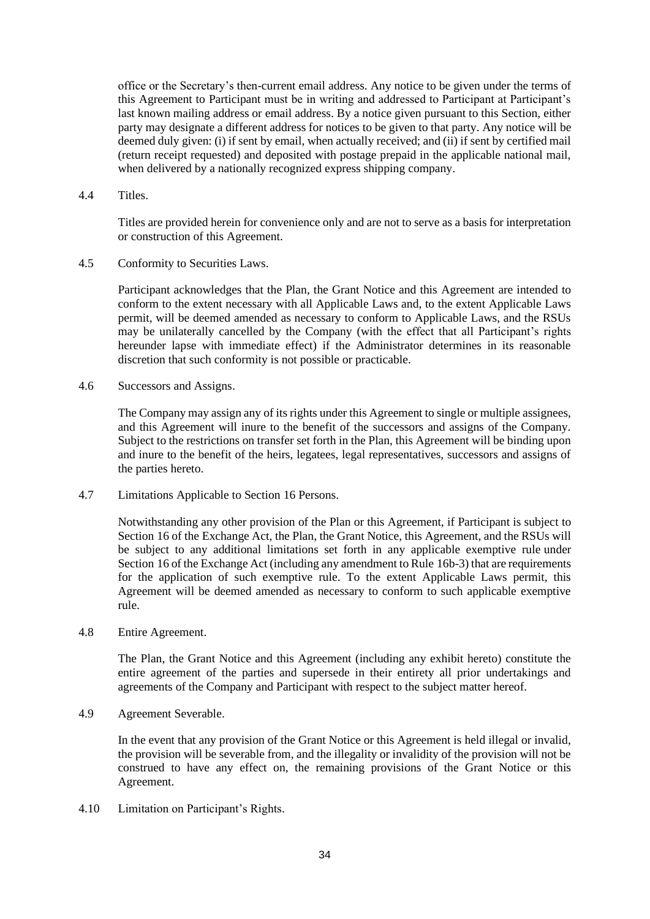office or the Secretary's then-current email address. Any notice to be given under the terms of this Agreement to Participant must be in writing and addressed to Participant at Participant's last known mailing address or email address. By a notice given pursuant to this Section, either party may designate a different address for notices to be given to that party. Any notice will be deemed duly given: (i) if sent by email, when actually received; and (ii) if sent by certified mail (return receipt requested) and deposited with postage prepaid in the applicable national mail, when delivered by a nationally recognized express shipping company.

4.4 Titles.

Titles are provided herein for convenience only and are not to serve as a basis for interpretation or construction of this Agreement.

4.5 Conformity to Securities Laws.

Participant acknowledges that the Plan, the Grant Notice and this Agreement are intended to conform to the extent necessary with all Applicable Laws and, to the extent Applicable Laws permit, will be deemed amended as necessary to conform to Applicable Laws, and the RSUs may be unilaterally cancelled by the Company (with the effect that all Participant's rights hereunder lapse with immediate effect) if the Administrator determines in its reasonable discretion that such conformity is not possible or practicable.

4.6 Successors and Assigns.

The Company may assign any of its rights under this Agreement to single or multiple assignees, and this Agreement will inure to the benefit of the successors and assigns of the Company. Subject to the restrictions on transfer set forth in the Plan, this Agreement will be binding upon and inure to the benefit of the heirs, legatees, legal representatives, successors and assigns of the parties hereto.

4.7 Limitations Applicable to Section 16 Persons.

Notwithstanding any other provision of the Plan or this Agreement, if Participant is subject to Section 16 of the Exchange Act, the Plan, the Grant Notice, this Agreement, and the RSUs will be subject to any additional limitations set forth in any applicable exemptive rule under Section 16 of the Exchange Act (including any amendment to Rule 16b-3) that are requirements for the application of such exemptive rule. To the extent Applicable Laws permit, this Agreement will be deemed amended as necessary to conform to such applicable exemptive rule.

4.8 Entire Agreement.

The Plan, the Grant Notice and this Agreement (including any exhibit hereto) constitute the entire agreement of the parties and supersede in their entirety all prior undertakings and agreements of the Company and Participant with respect to the subject matter hereof.

4.9 Agreement Severable.

In the event that any provision of the Grant Notice or this Agreement is held illegal or invalid, the provision will be severable from, and the illegality or invalidity of the provision will not be construed to have any effect on, the remaining provisions of the Grant Notice or this Agreement.

4.10 Limitation on Participant's Rights.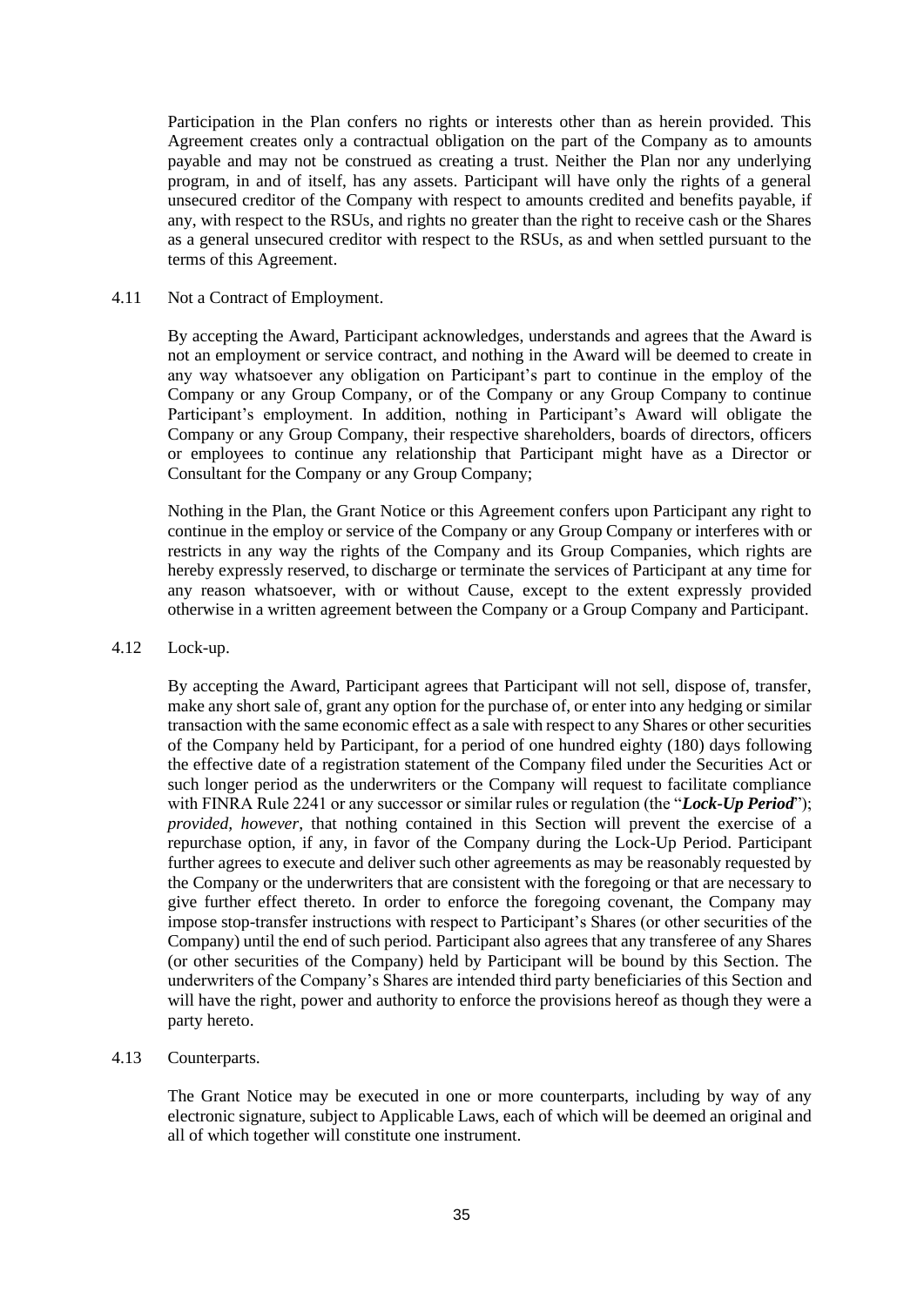Participation in the Plan confers no rights or interests other than as herein provided. This Agreement creates only a contractual obligation on the part of the Company as to amounts payable and may not be construed as creating a trust. Neither the Plan nor any underlying program, in and of itself, has any assets. Participant will have only the rights of a general unsecured creditor of the Company with respect to amounts credited and benefits payable, if any, with respect to the RSUs, and rights no greater than the right to receive cash or the Shares as a general unsecured creditor with respect to the RSUs, as and when settled pursuant to the terms of this Agreement.

4.11 Not a Contract of Employment.

By accepting the Award, Participant acknowledges, understands and agrees that the Award is not an employment or service contract, and nothing in the Award will be deemed to create in any way whatsoever any obligation on Participant's part to continue in the employ of the Company or any Group Company, or of the Company or any Group Company to continue Participant's employment. In addition, nothing in Participant's Award will obligate the Company or any Group Company, their respective shareholders, boards of directors, officers or employees to continue any relationship that Participant might have as a Director or Consultant for the Company or any Group Company;

Nothing in the Plan, the Grant Notice or this Agreement confers upon Participant any right to continue in the employ or service of the Company or any Group Company or interferes with or restricts in any way the rights of the Company and its Group Companies, which rights are hereby expressly reserved, to discharge or terminate the services of Participant at any time for any reason whatsoever, with or without Cause, except to the extent expressly provided otherwise in a written agreement between the Company or a Group Company and Participant.

4.12 Lock-up.

By accepting the Award, Participant agrees that Participant will not sell, dispose of, transfer, make any short sale of, grant any option for the purchase of, or enter into any hedging or similar transaction with the same economic effect as a sale with respect to any Shares or other securities of the Company held by Participant, for a period of one hundred eighty (180) days following the effective date of a registration statement of the Company filed under the Securities Act or such longer period as the underwriters or the Company will request to facilitate compliance with FINRA Rule 2241 or any successor or similar rules or regulation (the "***Lock-Up Period***"); *provided, however*, that nothing contained in this Section will prevent the exercise of a repurchase option, if any, in favor of the Company during the Lock-Up Period. Participant further agrees to execute and deliver such other agreements as may be reasonably requested by the Company or the underwriters that are consistent with the foregoing or that are necessary to give further effect thereto. In order to enforce the foregoing covenant, the Company may impose stop-transfer instructions with respect to Participant's Shares (or other securities of the Company) until the end of such period. Participant also agrees that any transferee of any Shares (or other securities of the Company) held by Participant will be bound by this Section. The underwriters of the Company's Shares are intended third party beneficiaries of this Section and will have the right, power and authority to enforce the provisions hereof as though they were a party hereto.

4.13 Counterparts.

The Grant Notice may be executed in one or more counterparts, including by way of any electronic signature, subject to Applicable Laws, each of which will be deemed an original and all of which together will constitute one instrument.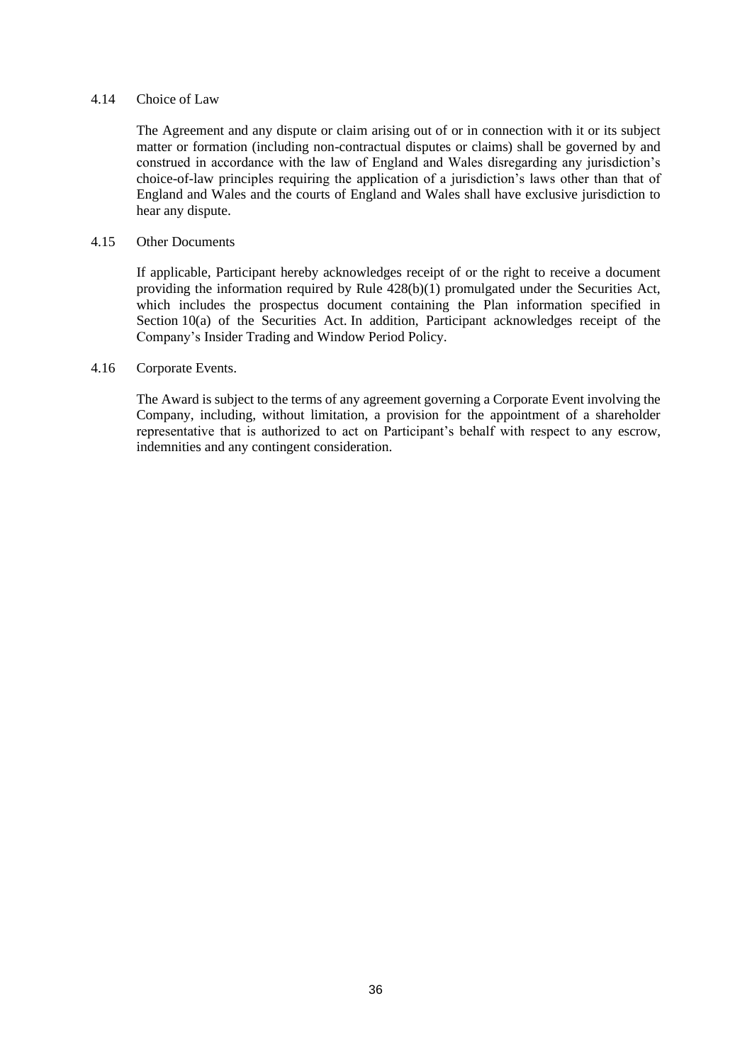4.14 Choice of Law

The Agreement and any dispute or claim arising out of or in connection with it or its subject matter or formation (including non-contractual disputes or claims) shall be governed by and construed in accordance with the law of England and Wales disregarding any jurisdiction's choice-of-law principles requiring the application of a jurisdiction's laws other than that of England and Wales and the courts of England and Wales shall have exclusive jurisdiction to hear any dispute.

4.15 Other Documents

If applicable, Participant hereby acknowledges receipt of or the right to receive a document providing the information required by Rule 428(b)(1) promulgated under the Securities Act, which includes the prospectus document containing the Plan information specified in Section 10(a) of the Securities Act. In addition, Participant acknowledges receipt of the Company's Insider Trading and Window Period Policy.

4.16 Corporate Events.

The Award is subject to the terms of any agreement governing a Corporate Event involving the Company, including, without limitation, a provision for the appointment of a shareholder representative that is authorized to act on Participant's behalf with respect to any escrow, indemnities and any contingent consideration.